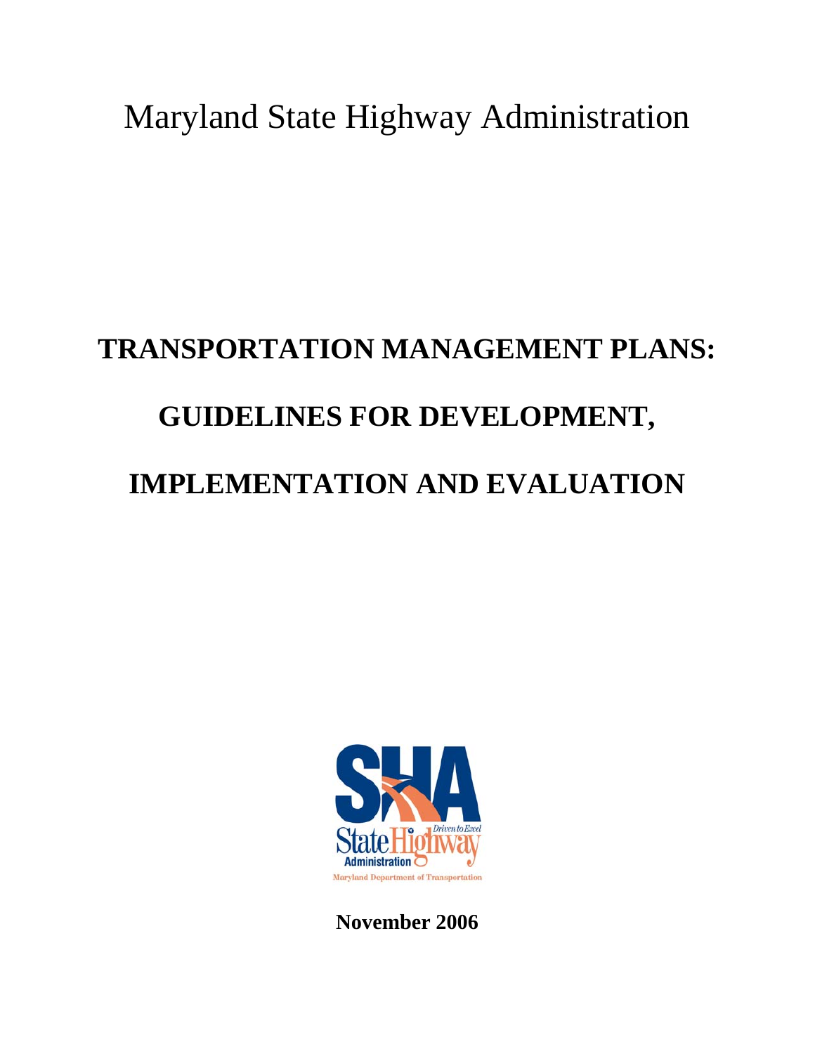Maryland State Highway Administration

# TRANSPORTATION MANAGEMENT PLANS: GUIDELINES FOR DEVELOPMENT, IMPLEMENTATION AND EVALUATION

**November 2006**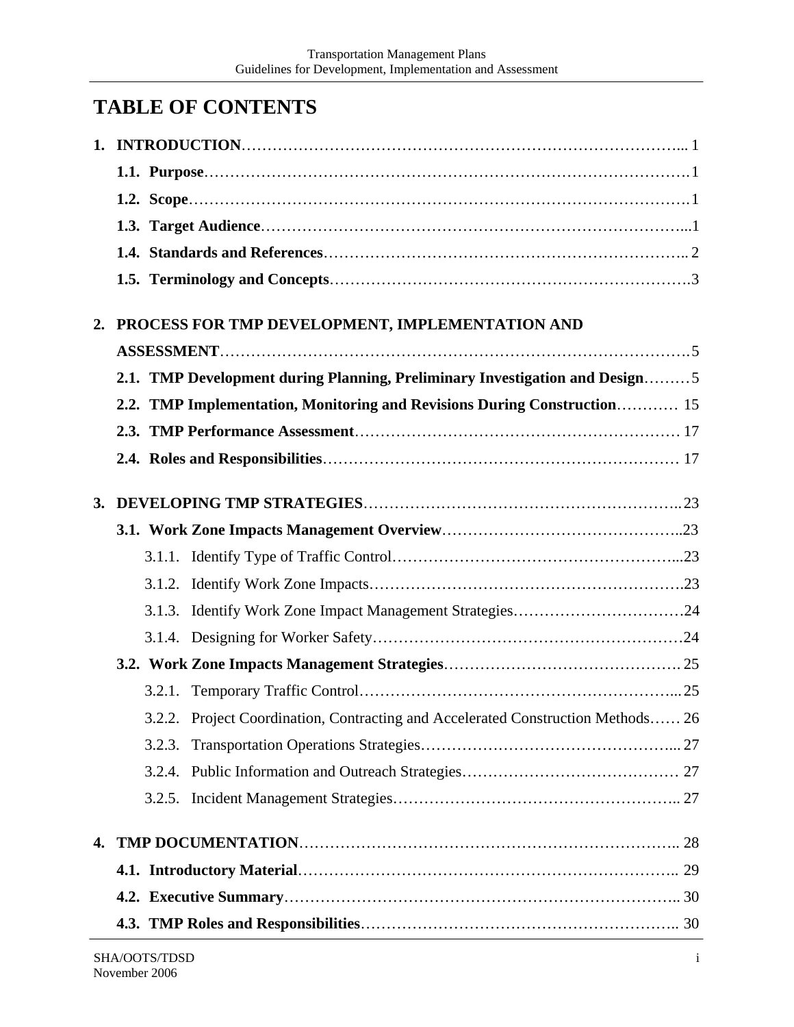# TABLE OF CONTENTS

**1. INTRODUCTION** ... 1

- **1.1. Purpose** ... 1
- **1.2. Scope** ... 1
- **1.3. Target Audience** ... 1
- **1.4. Standards and References** ... 2
- **1.5. Terminology and Concepts** ... 3

**2. PROCESS FOR TMP DEVELOPMENT, IMPLEMENTATION AND ASSESSMENT** ... 5

- **2.1. TMP Development during Planning, Preliminary Investigation and Design** ... 5
- **2.2. TMP Implementation, Monitoring and Revisions During Construction** ... 15
- **2.3. TMP Performance Assessment** ... 17
- **2.4. Roles and Responsibilities** ... 17

**3. DEVELOPING TMP STRATEGIES** ... 23

- **3.1. Work Zone Impacts Management Overview** ... 23
  - 3.1.1. Identify Type of Traffic Control ... 23
  - 3.1.2. Identify Work Zone Impacts ... 23
  - 3.1.3. Identify Work Zone Impact Management Strategies ... 24
  - 3.1.4. Designing for Worker Safety ... 24
- **3.2. Work Zone Impacts Management Strategies** ... 25
  - 3.2.1. Temporary Traffic Control ... 25
  - 3.2.2. Project Coordination, Contracting and Accelerated Construction Methods ... 26
  - 3.2.3. Transportation Operations Strategies ... 27
  - 3.2.4. Public Information and Outreach Strategies ... 27
  - 3.2.5. Incident Management Strategies ... 27

**4. TMP DOCUMENTATION** ... 28

- **4.1. Introductory Material** ... 29
- **4.2. Executive Summary** ... 30
- **4.3. TMP Roles and Responsibilities** ... 30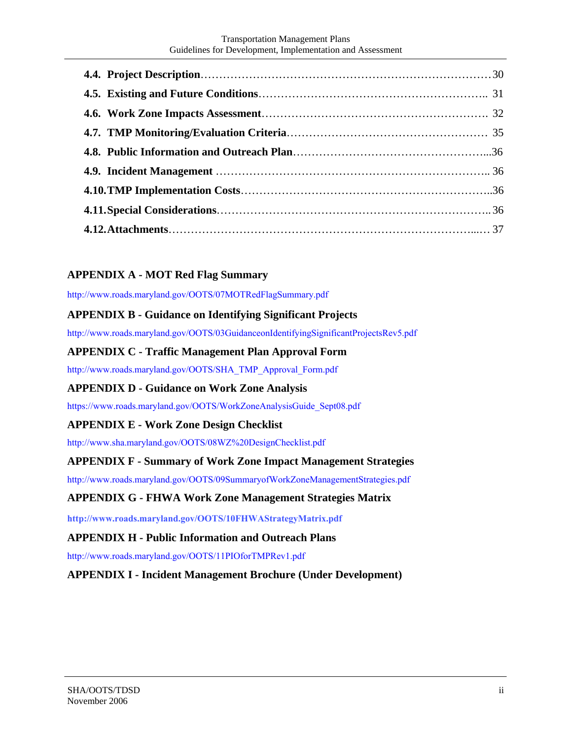**4.4. Project Description**……………………………………………………………………30

**4.5. Existing and Future Conditions**………………………………………………….. 31

**4.6. Work Zone Impacts Assessment**…………………………………………………. 32

**4.7. TMP Monitoring/Evaluation Criteria**…………………………………………… 35

**4.8. Public Information and Outreach Plan**…………………………………………...36

**4.9. Incident Management** ……………………………………………………………….. 36

**4.10. TMP Implementation Costs**………………………………………………………..36

**4.11. Special Considerations**……………………………………………………………….. 36

**4.12. Attachments**…………………………………………………………………...… 37

**APPENDIX A - MOT Red Flag Summary**

http://www.roads.maryland.gov/OOTS/07MOTRedFlagSummary.pdf

**APPENDIX B - Guidance on Identifying Significant Projects**

http://www.roads.maryland.gov/OOTS/03GuidanceonIdentifyingSignificantProjectsRev5.pdf

**APPENDIX C - Traffic Management Plan Approval Form**

http://www.roads.maryland.gov/OOTS/SHA_TMP_Approval_Form.pdf

**APPENDIX D - Guidance on Work Zone Analysis**

https://www.roads.maryland.gov/OOTS/WorkZoneAnalysisGuide_Sept08.pdf

**APPENDIX E - Work Zone Design Checklist**

http://www.sha.maryland.gov/OOTS/08WZ%20DesignChecklist.pdf

**APPENDIX F - Summary of Work Zone Impact Management Strategies**

http://www.roads.maryland.gov/OOTS/09SummaryofWorkZoneManagementStrategies.pdf

**APPENDIX G - FHWA Work Zone Management Strategies Matrix**

**http://www.roads.maryland.gov/OOTS/10FHWAStrategyMatrix.pdf**

**APPENDIX H - Public Information and Outreach Plans**

http://www.roads.maryland.gov/OOTS/11PIOforTMPRev1.pdf

**APPENDIX I - Incident Management Brochure (Under Development)**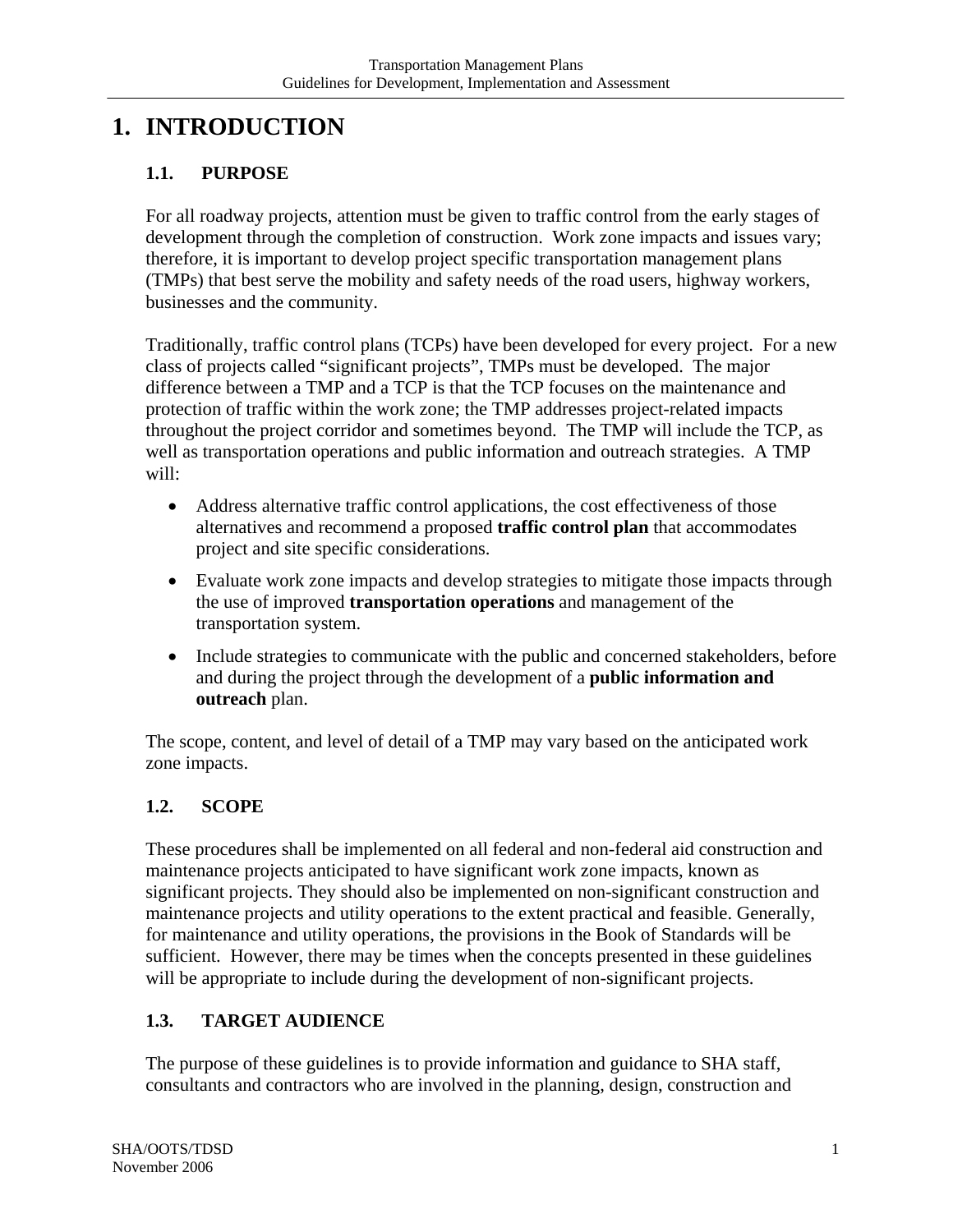# 1. INTRODUCTION

## 1.1. PURPOSE

For all roadway projects, attention must be given to traffic control from the early stages of development through the completion of construction. Work zone impacts and issues vary; therefore, it is important to develop project specific transportation management plans (TMPs) that best serve the mobility and safety needs of the road users, highway workers, businesses and the community.

Traditionally, traffic control plans (TCPs) have been developed for every project. For a new class of projects called "significant projects", TMPs must be developed. The major difference between a TMP and a TCP is that the TCP focuses on the maintenance and protection of traffic within the work zone; the TMP addresses project-related impacts throughout the project corridor and sometimes beyond. The TMP will include the TCP, as well as transportation operations and public information and outreach strategies. A TMP will:

- Address alternative traffic control applications, the cost effectiveness of those alternatives and recommend a proposed **traffic control plan** that accommodates project and site specific considerations.
- Evaluate work zone impacts and develop strategies to mitigate those impacts through the use of improved **transportation operations** and management of the transportation system.
- Include strategies to communicate with the public and concerned stakeholders, before and during the project through the development of a **public information and outreach** plan.

The scope, content, and level of detail of a TMP may vary based on the anticipated work zone impacts.

## 1.2. SCOPE

These procedures shall be implemented on all federal and non-federal aid construction and maintenance projects anticipated to have significant work zone impacts, known as significant projects. They should also be implemented on non-significant construction and maintenance projects and utility operations to the extent practical and feasible. Generally, for maintenance and utility operations, the provisions in the Book of Standards will be sufficient. However, there may be times when the concepts presented in these guidelines will be appropriate to include during the development of non-significant projects.

## 1.3. TARGET AUDIENCE

The purpose of these guidelines is to provide information and guidance to SHA staff, consultants and contractors who are involved in the planning, design, construction and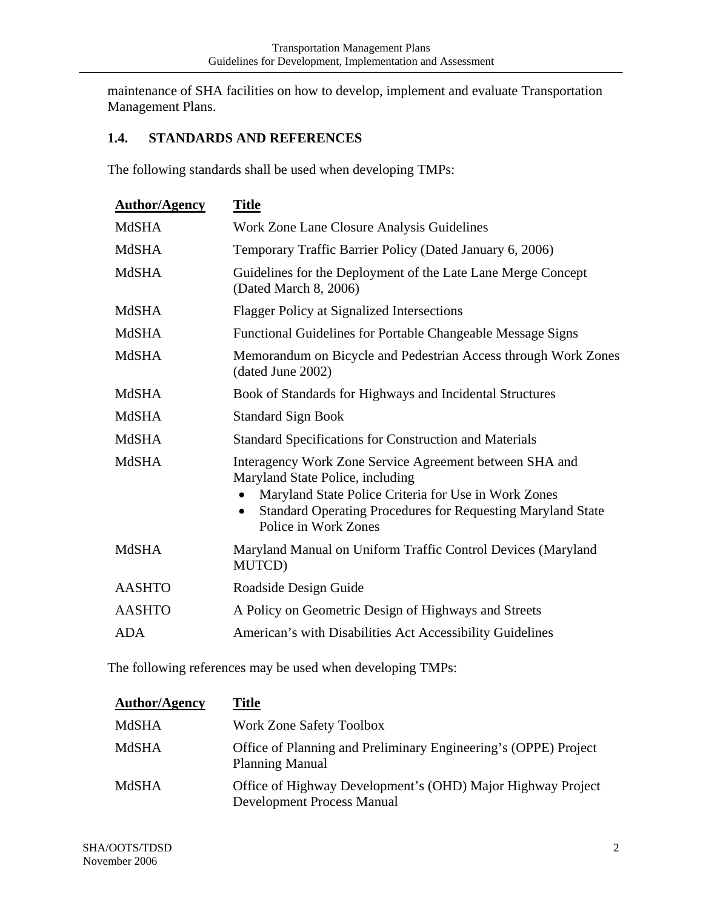maintenance of SHA facilities on how to develop, implement and evaluate Transportation Management Plans.

### 1.4. STANDARDS AND REFERENCES

The following standards shall be used when developing TMPs:

| Author/Agency | Title |
|---|---|
| MdSHA | Work Zone Lane Closure Analysis Guidelines |
| MdSHA | Temporary Traffic Barrier Policy (Dated January 6, 2006) |
| MdSHA | Guidelines for the Deployment of the Late Lane Merge Concept (Dated March 8, 2006) |
| MdSHA | Flagger Policy at Signalized Intersections |
| MdSHA | Functional Guidelines for Portable Changeable Message Signs |
| MdSHA | Memorandum on Bicycle and Pedestrian Access through Work Zones (dated June 2002) |
| MdSHA | Book of Standards for Highways and Incidental Structures |
| MdSHA | Standard Sign Book |
| MdSHA | Standard Specifications for Construction and Materials |
| MdSHA | Interagency Work Zone Service Agreement between SHA and Maryland State Police, including<br>• Maryland State Police Criteria for Use in Work Zones<br>• Standard Operating Procedures for Requesting Maryland State Police in Work Zones |
| MdSHA | Maryland Manual on Uniform Traffic Control Devices (Maryland MUTCD) |
| AASHTO | Roadside Design Guide |
| AASHTO | A Policy on Geometric Design of Highways and Streets |
| ADA | American's with Disabilities Act Accessibility Guidelines |

The following references may be used when developing TMPs:

| Author/Agency | Title |
|---|---|
| MdSHA | Work Zone Safety Toolbox |
| MdSHA | Office of Planning and Preliminary Engineering's (OPPE) Project Planning Manual |
| MdSHA | Office of Highway Development's (OHD) Major Highway Project Development Process Manual |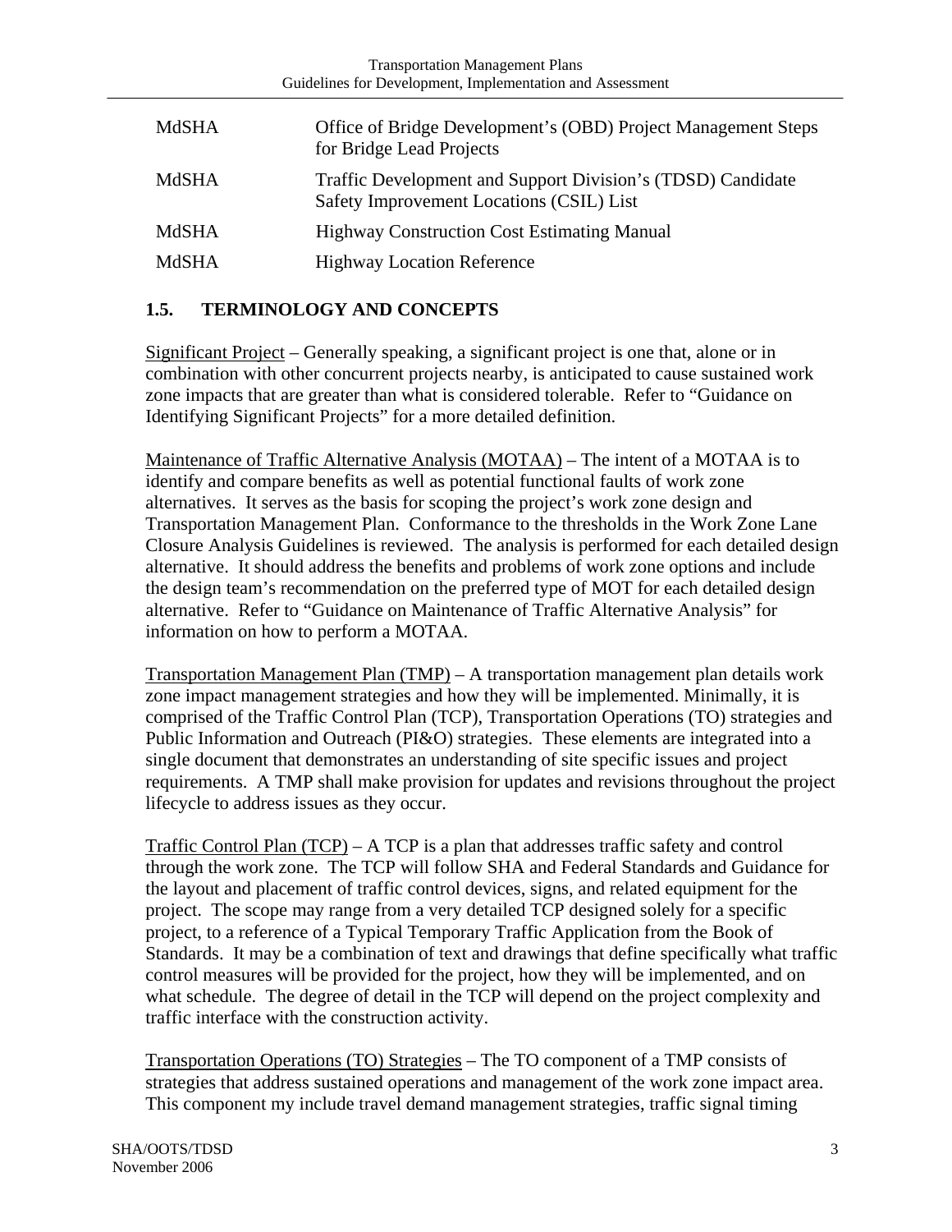| | |
|---|---|
| MdSHA | Office of Bridge Development's (OBD) Project Management Steps for Bridge Lead Projects |
| MdSHA | Traffic Development and Support Division's (TDSD) Candidate Safety Improvement Locations (CSIL) List |
| MdSHA | Highway Construction Cost Estimating Manual |
| MdSHA | Highway Location Reference |

## 1.5. TERMINOLOGY AND CONCEPTS

Significant Project – Generally speaking, a significant project is one that, alone or in combination with other concurrent projects nearby, is anticipated to cause sustained work zone impacts that are greater than what is considered tolerable. Refer to "Guidance on Identifying Significant Projects" for a more detailed definition.

Maintenance of Traffic Alternative Analysis (MOTAA) – The intent of a MOTAA is to identify and compare benefits as well as potential functional faults of work zone alternatives. It serves as the basis for scoping the project's work zone design and Transportation Management Plan. Conformance to the thresholds in the Work Zone Lane Closure Analysis Guidelines is reviewed. The analysis is performed for each detailed design alternative. It should address the benefits and problems of work zone options and include the design team's recommendation on the preferred type of MOT for each detailed design alternative. Refer to "Guidance on Maintenance of Traffic Alternative Analysis" for information on how to perform a MOTAA.

Transportation Management Plan (TMP) – A transportation management plan details work zone impact management strategies and how they will be implemented. Minimally, it is comprised of the Traffic Control Plan (TCP), Transportation Operations (TO) strategies and Public Information and Outreach (PI&O) strategies. These elements are integrated into a single document that demonstrates an understanding of site specific issues and project requirements. A TMP shall make provision for updates and revisions throughout the project lifecycle to address issues as they occur.

Traffic Control Plan (TCP) – A TCP is a plan that addresses traffic safety and control through the work zone. The TCP will follow SHA and Federal Standards and Guidance for the layout and placement of traffic control devices, signs, and related equipment for the project. The scope may range from a very detailed TCP designed solely for a specific project, to a reference of a Typical Temporary Traffic Application from the Book of Standards. It may be a combination of text and drawings that define specifically what traffic control measures will be provided for the project, how they will be implemented, and on what schedule. The degree of detail in the TCP will depend on the project complexity and traffic interface with the construction activity.

Transportation Operations (TO) Strategies – The TO component of a TMP consists of strategies that address sustained operations and management of the work zone impact area. This component my include travel demand management strategies, traffic signal timing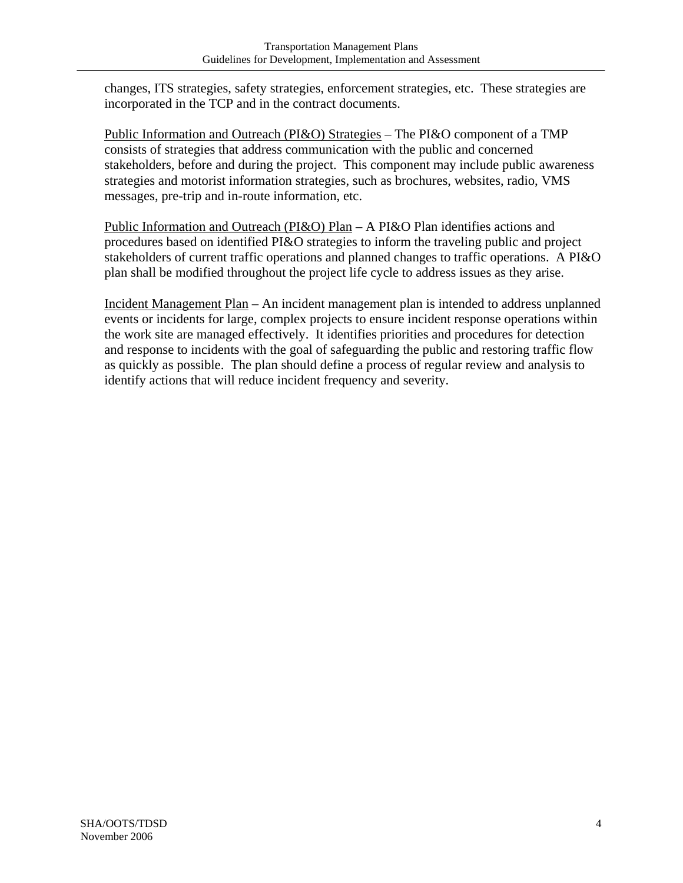changes, ITS strategies, safety strategies, enforcement strategies, etc. These strategies are incorporated in the TCP and in the contract documents.

Public Information and Outreach (PI&O) Strategies – The PI&O component of a TMP consists of strategies that address communication with the public and concerned stakeholders, before and during the project. This component may include public awareness strategies and motorist information strategies, such as brochures, websites, radio, VMS messages, pre-trip and in-route information, etc.

Public Information and Outreach (PI&O) Plan – A PI&O Plan identifies actions and procedures based on identified PI&O strategies to inform the traveling public and project stakeholders of current traffic operations and planned changes to traffic operations. A PI&O plan shall be modified throughout the project life cycle to address issues as they arise.

Incident Management Plan – An incident management plan is intended to address unplanned events or incidents for large, complex projects to ensure incident response operations within the work site are managed effectively. It identifies priorities and procedures for detection and response to incidents with the goal of safeguarding the public and restoring traffic flow as quickly as possible. The plan should define a process of regular review and analysis to identify actions that will reduce incident frequency and severity.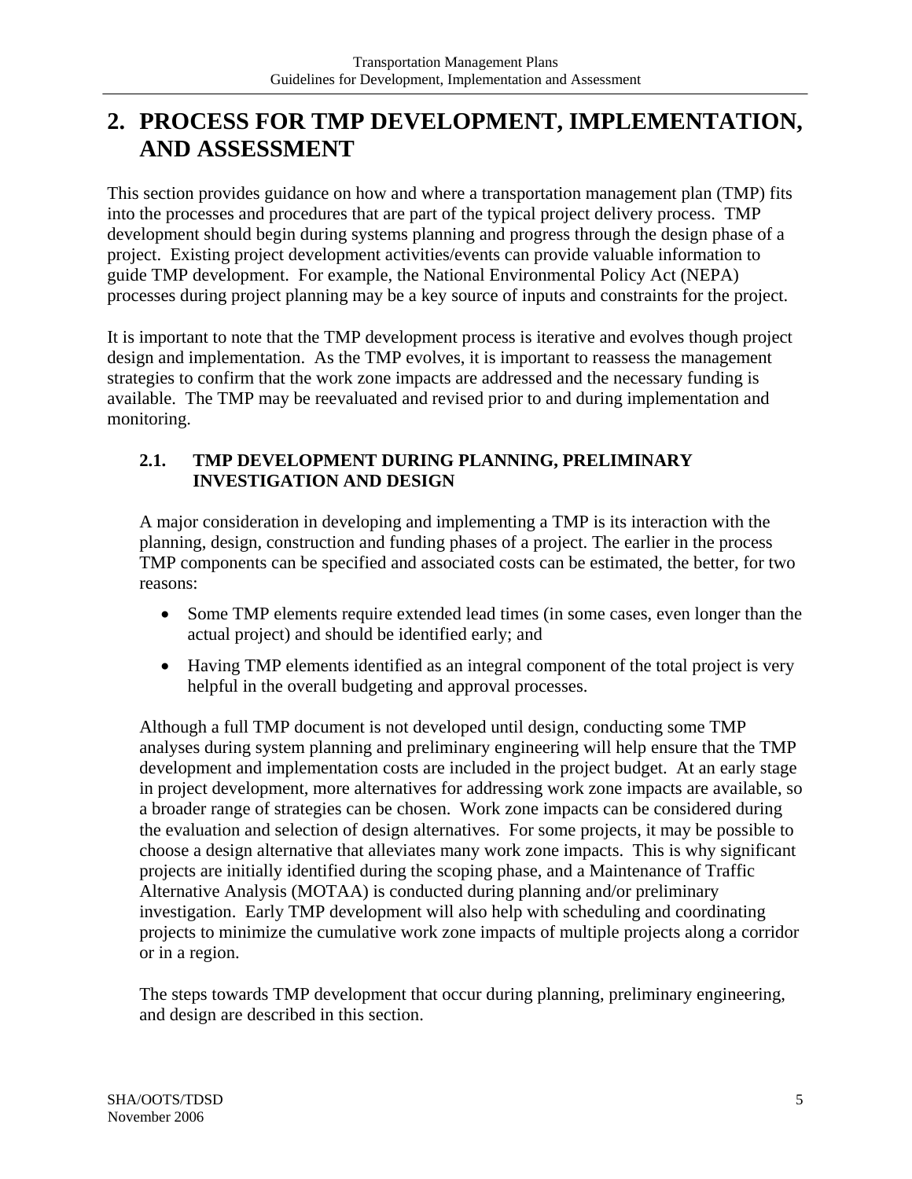# 2. PROCESS FOR TMP DEVELOPMENT, IMPLEMENTATION, AND ASSESSMENT

This section provides guidance on how and where a transportation management plan (TMP) fits into the processes and procedures that are part of the typical project delivery process. TMP development should begin during systems planning and progress through the design phase of a project. Existing project development activities/events can provide valuable information to guide TMP development. For example, the National Environmental Policy Act (NEPA) processes during project planning may be a key source of inputs and constraints for the project.

It is important to note that the TMP development process is iterative and evolves though project design and implementation. As the TMP evolves, it is important to reassess the management strategies to confirm that the work zone impacts are addressed and the necessary funding is available. The TMP may be reevaluated and revised prior to and during implementation and monitoring.

## 2.1. TMP DEVELOPMENT DURING PLANNING, PRELIMINARY INVESTIGATION AND DESIGN

A major consideration in developing and implementing a TMP is its interaction with the planning, design, construction and funding phases of a project. The earlier in the process TMP components can be specified and associated costs can be estimated, the better, for two reasons:

- Some TMP elements require extended lead times (in some cases, even longer than the actual project) and should be identified early; and
- Having TMP elements identified as an integral component of the total project is very helpful in the overall budgeting and approval processes.

Although a full TMP document is not developed until design, conducting some TMP analyses during system planning and preliminary engineering will help ensure that the TMP development and implementation costs are included in the project budget. At an early stage in project development, more alternatives for addressing work zone impacts are available, so a broader range of strategies can be chosen. Work zone impacts can be considered during the evaluation and selection of design alternatives. For some projects, it may be possible to choose a design alternative that alleviates many work zone impacts. This is why significant projects are initially identified during the scoping phase, and a Maintenance of Traffic Alternative Analysis (MOTAA) is conducted during planning and/or preliminary investigation. Early TMP development will also help with scheduling and coordinating projects to minimize the cumulative work zone impacts of multiple projects along a corridor or in a region.

The steps towards TMP development that occur during planning, preliminary engineering, and design are described in this section.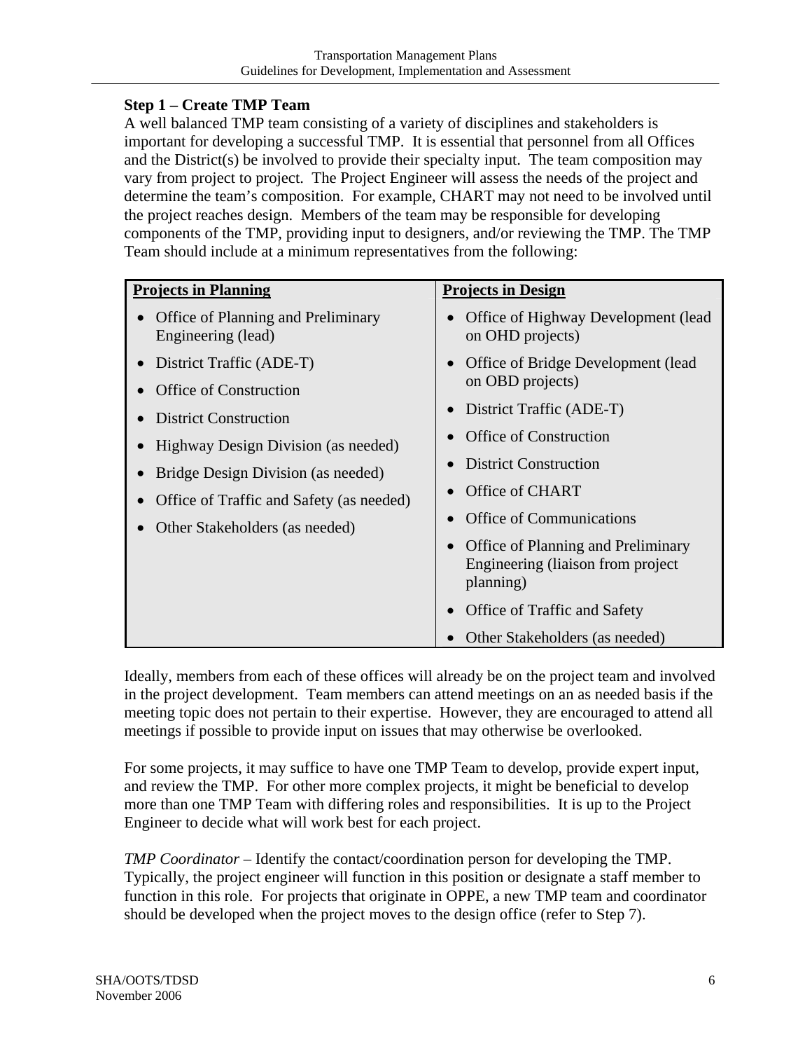### Step 1 – Create TMP Team

A well balanced TMP team consisting of a variety of disciplines and stakeholders is important for developing a successful TMP. It is essential that personnel from all Offices and the District(s) be involved to provide their specialty input. The team composition may vary from project to project. The Project Engineer will assess the needs of the project and determine the team's composition. For example, CHART may not need to be involved until the project reaches design. Members of the team may be responsible for developing components of the TMP, providing input to designers, and/or reviewing the TMP. The TMP Team should include at a minimum representatives from the following:

| **Projects in Planning** | **Projects in Design** |
|---|---|
| • Office of Planning and Preliminary Engineering (lead)<br>• District Traffic (ADE-T)<br>• Office of Construction<br>• District Construction<br>• Highway Design Division (as needed)<br>• Bridge Design Division (as needed)<br>• Office of Traffic and Safety (as needed)<br>• Other Stakeholders (as needed) | • Office of Highway Development (lead on OHD projects)<br>• Office of Bridge Development (lead on OBD projects)<br>• District Traffic (ADE-T)<br>• Office of Construction<br>• District Construction<br>• Office of CHART<br>• Office of Communications<br>• Office of Planning and Preliminary Engineering (liaison from project planning)<br>• Office of Traffic and Safety<br>• Other Stakeholders (as needed) |

Ideally, members from each of these offices will already be on the project team and involved in the project development. Team members can attend meetings on an as needed basis if the meeting topic does not pertain to their expertise. However, they are encouraged to attend all meetings if possible to provide input on issues that may otherwise be overlooked.

For some projects, it may suffice to have one TMP Team to develop, provide expert input, and review the TMP. For other more complex projects, it might be beneficial to develop more than one TMP Team with differing roles and responsibilities. It is up to the Project Engineer to decide what will work best for each project.

*TMP Coordinator* – Identify the contact/coordination person for developing the TMP. Typically, the project engineer will function in this position or designate a staff member to function in this role. For projects that originate in OPPE, a new TMP team and coordinator should be developed when the project moves to the design office (refer to Step 7).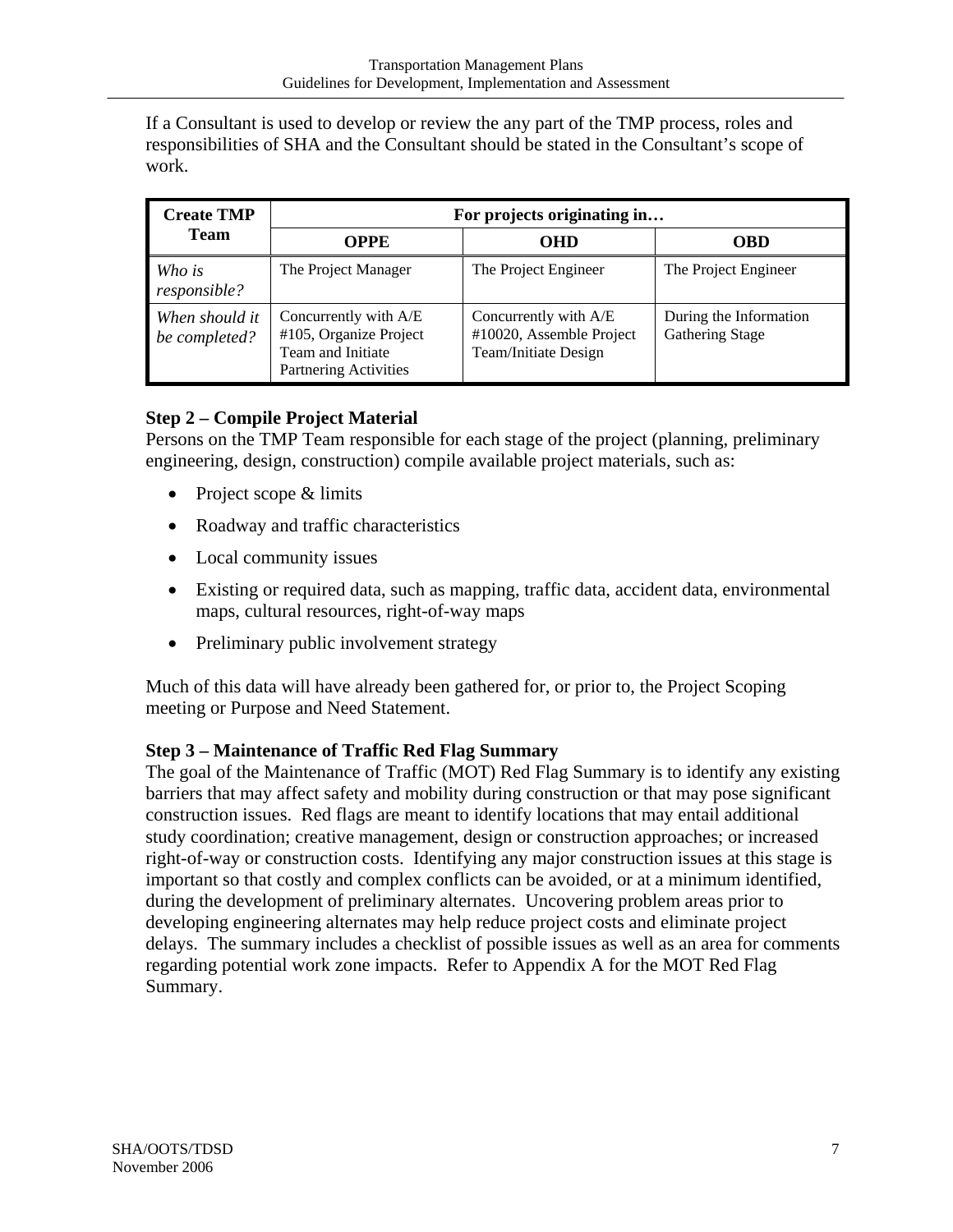If a Consultant is used to develop or review the any part of the TMP process, roles and responsibilities of SHA and the Consultant should be stated in the Consultant's scope of work.

| Create TMP Team | For projects originating in… | | |
|---|---|---|---|
| | **OPPE** | **OHD** | **OBD** |
| *Who is responsible?* | The Project Manager | The Project Engineer | The Project Engineer |
| *When should it be completed?* | Concurrently with A/E #105, Organize Project Team and Initiate Partnering Activities | Concurrently with A/E #10020, Assemble Project Team/Initiate Design | During the Information Gathering Stage |

### Step 2 – Compile Project Material

Persons on the TMP Team responsible for each stage of the project (planning, preliminary engineering, design, construction) compile available project materials, such as:

- Project scope & limits
- Roadway and traffic characteristics
- Local community issues
- Existing or required data, such as mapping, traffic data, accident data, environmental maps, cultural resources, right-of-way maps
- Preliminary public involvement strategy

Much of this data will have already been gathered for, or prior to, the Project Scoping meeting or Purpose and Need Statement.

### Step 3 – Maintenance of Traffic Red Flag Summary

The goal of the Maintenance of Traffic (MOT) Red Flag Summary is to identify any existing barriers that may affect safety and mobility during construction or that may pose significant construction issues. Red flags are meant to identify locations that may entail additional study coordination; creative management, design or construction approaches; or increased right-of-way or construction costs. Identifying any major construction issues at this stage is important so that costly and complex conflicts can be avoided, or at a minimum identified, during the development of preliminary alternates. Uncovering problem areas prior to developing engineering alternates may help reduce project costs and eliminate project delays. The summary includes a checklist of possible issues as well as an area for comments regarding potential work zone impacts. Refer to Appendix A for the MOT Red Flag Summary.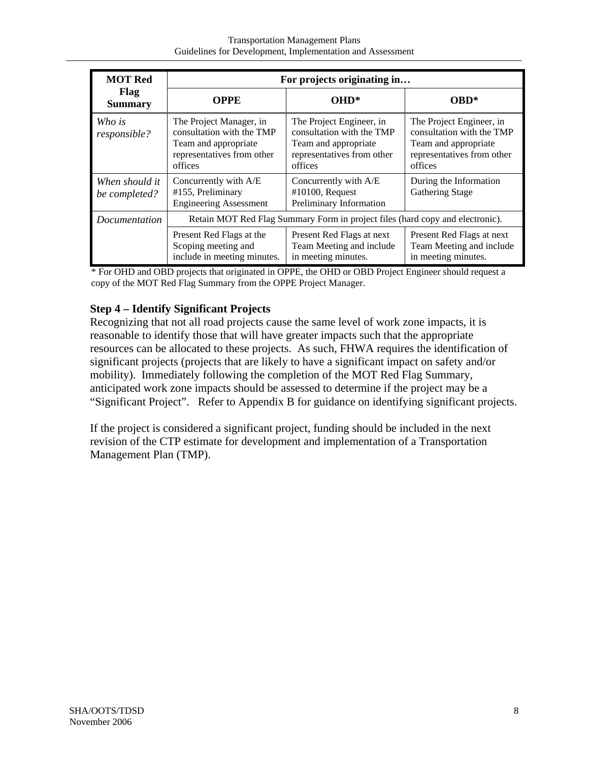| MOT Red Flag Summary | For projects originating in… | | |
|---|---|---|---|
| | **OPPE** | **OHD*** | **OBD*** |
| *Who is responsible?* | The Project Manager, in consultation with the TMP Team and appropriate representatives from other offices | The Project Engineer, in consultation with the TMP Team and appropriate representatives from other offices | The Project Engineer, in consultation with the TMP Team and appropriate representatives from other offices |
| *When should it be completed?* | Concurrently with A/E #155, Preliminary Engineering Assessment | Concurrently with A/E #10100, Request Preliminary Information | During the Information Gathering Stage |
| *Documentation* | Retain MOT Red Flag Summary Form in project files (hard copy and electronic). | | |
| | Present Red Flags at the Scoping meeting and include in meeting minutes. | Present Red Flags at next Team Meeting and include in meeting minutes. | Present Red Flags at next Team Meeting and include in meeting minutes. |

* For OHD and OBD projects that originated in OPPE, the OHD or OBD Project Engineer should request a copy of the MOT Red Flag Summary from the OPPE Project Manager.

### Step 4 – Identify Significant Projects

Recognizing that not all road projects cause the same level of work zone impacts, it is reasonable to identify those that will have greater impacts such that the appropriate resources can be allocated to these projects. As such, FHWA requires the identification of significant projects (projects that are likely to have a significant impact on safety and/or mobility). Immediately following the completion of the MOT Red Flag Summary, anticipated work zone impacts should be assessed to determine if the project may be a "Significant Project". Refer to Appendix B for guidance on identifying significant projects.

If the project is considered a significant project, funding should be included in the next revision of the CTP estimate for development and implementation of a Transportation Management Plan (TMP).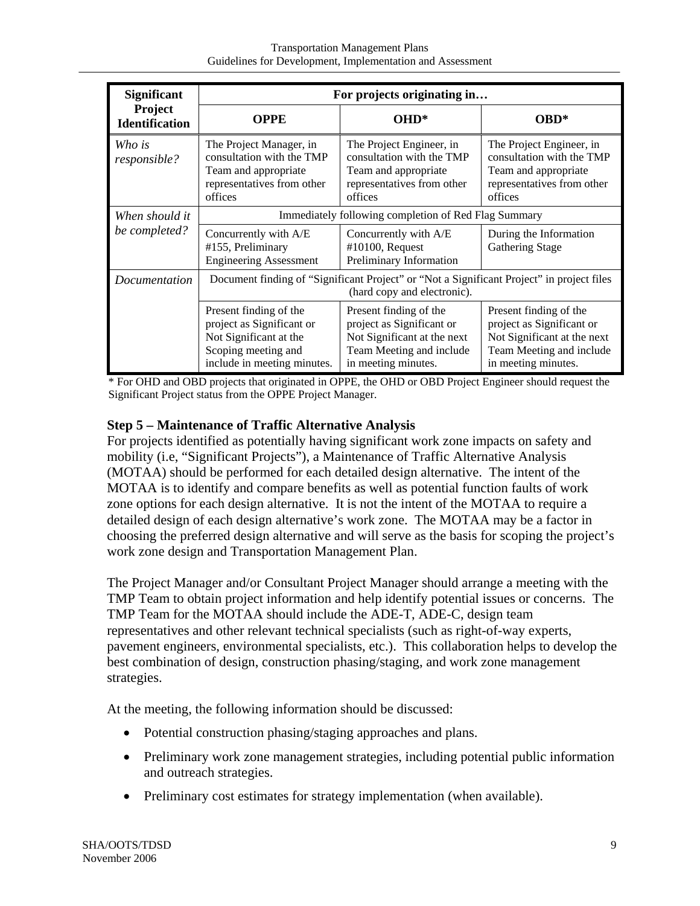| Significant Project Identification | For projects originating in… | | |
|---|---|---|---|
| | **OPPE** | **OHD*** | **OBD*** |
| *Who is responsible?* | The Project Manager, in consultation with the TMP Team and appropriate representatives from other offices | The Project Engineer, in consultation with the TMP Team and appropriate representatives from other offices | The Project Engineer, in consultation with the TMP Team and appropriate representatives from other offices |
| *When should it be completed?* | Immediately following completion of Red Flag Summary | | |
| | Concurrently with A/E #155, Preliminary Engineering Assessment | Concurrently with A/E #10100, Request Preliminary Information | During the Information Gathering Stage |
| *Documentation* | Document finding of "Significant Project" or "Not a Significant Project" in project files (hard copy and electronic). | | |
| | Present finding of the project as Significant or Not Significant at the Scoping meeting and include in meeting minutes. | Present finding of the project as Significant or Not Significant at the next Team Meeting and include in meeting minutes. | Present finding of the project as Significant or Not Significant at the next Team Meeting and include in meeting minutes. |

* For OHD and OBD projects that originated in OPPE, the OHD or OBD Project Engineer should request the Significant Project status from the OPPE Project Manager.

### Step 5 – Maintenance of Traffic Alternative Analysis

For projects identified as potentially having significant work zone impacts on safety and mobility (i.e, "Significant Projects"), a Maintenance of Traffic Alternative Analysis (MOTAA) should be performed for each detailed design alternative. The intent of the MOTAA is to identify and compare benefits as well as potential function faults of work zone options for each design alternative. It is not the intent of the MOTAA to require a detailed design of each design alternative's work zone. The MOTAA may be a factor in choosing the preferred design alternative and will serve as the basis for scoping the project's work zone design and Transportation Management Plan.

The Project Manager and/or Consultant Project Manager should arrange a meeting with the TMP Team to obtain project information and help identify potential issues or concerns. The TMP Team for the MOTAA should include the ADE-T, ADE-C, design team representatives and other relevant technical specialists (such as right-of-way experts, pavement engineers, environmental specialists, etc.). This collaboration helps to develop the best combination of design, construction phasing/staging, and work zone management strategies.

At the meeting, the following information should be discussed:

- Potential construction phasing/staging approaches and plans.
- Preliminary work zone management strategies, including potential public information and outreach strategies.
- Preliminary cost estimates for strategy implementation (when available).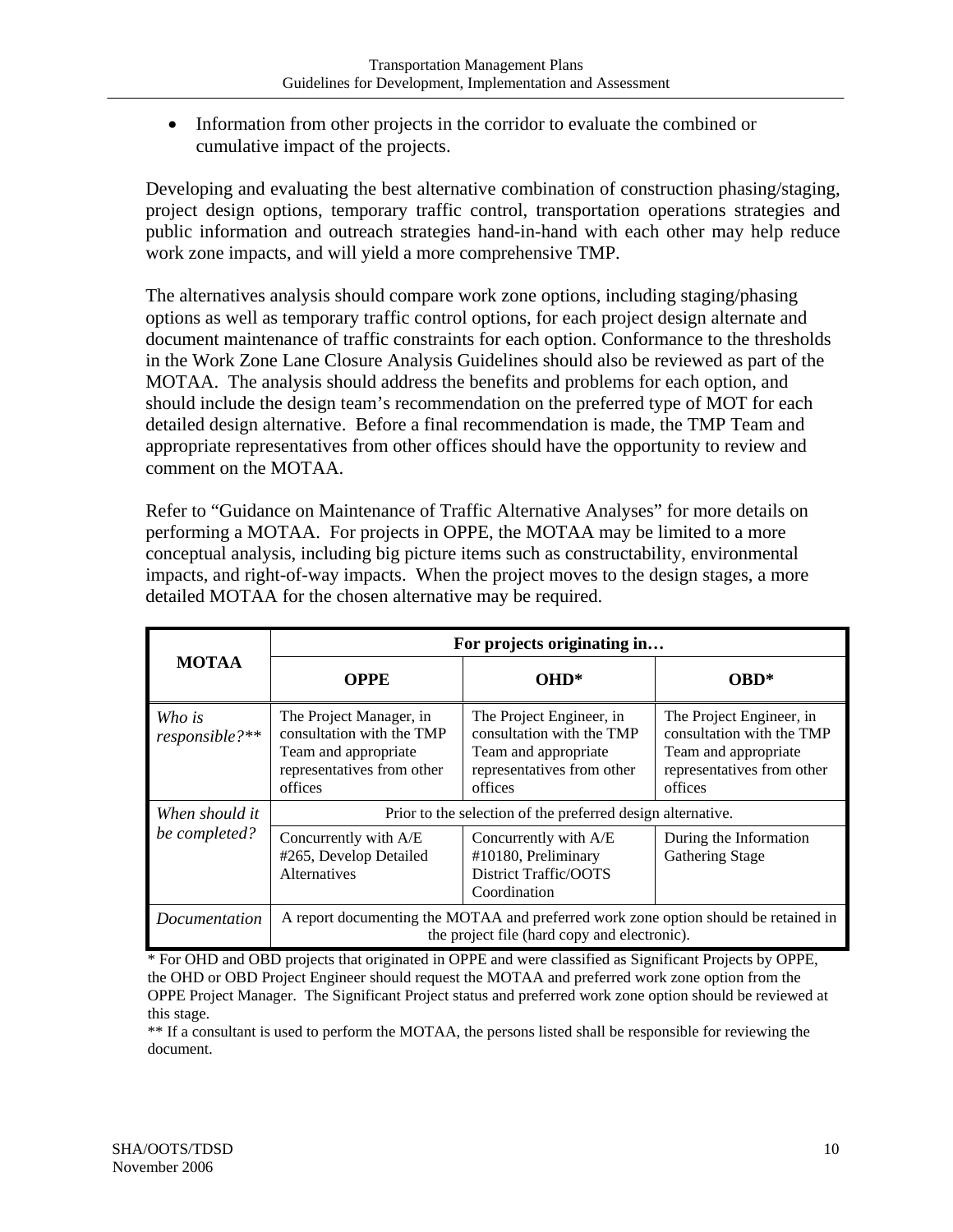- Information from other projects in the corridor to evaluate the combined or cumulative impact of the projects.

Developing and evaluating the best alternative combination of construction phasing/staging, project design options, temporary traffic control, transportation operations strategies and public information and outreach strategies hand-in-hand with each other may help reduce work zone impacts, and will yield a more comprehensive TMP.

The alternatives analysis should compare work zone options, including staging/phasing options as well as temporary traffic control options, for each project design alternate and document maintenance of traffic constraints for each option. Conformance to the thresholds in the Work Zone Lane Closure Analysis Guidelines should also be reviewed as part of the MOTAA. The analysis should address the benefits and problems for each option, and should include the design team's recommendation on the preferred type of MOT for each detailed design alternative. Before a final recommendation is made, the TMP Team and appropriate representatives from other offices should have the opportunity to review and comment on the MOTAA.

Refer to "Guidance on Maintenance of Traffic Alternative Analyses" for more details on performing a MOTAA. For projects in OPPE, the MOTAA may be limited to a more conceptual analysis, including big picture items such as constructability, environmental impacts, and right-of-way impacts. When the project moves to the design stages, a more detailed MOTAA for the chosen alternative may be required.

| MOTAA | For projects originating in… | | |
|---|---|---|---|
| | **OPPE** | **OHD*** | **OBD*** |
| *Who is responsible?*** | The Project Manager, in consultation with the TMP Team and appropriate representatives from other offices | The Project Engineer, in consultation with the TMP Team and appropriate representatives from other offices | The Project Engineer, in consultation with the TMP Team and appropriate representatives from other offices |
| *When should it be completed?* | Prior to the selection of the preferred design alternative. | | |
| | Concurrently with A/E #265, Develop Detailed Alternatives | Concurrently with A/E #10180, Preliminary District Traffic/OOTS Coordination | During the Information Gathering Stage |
| *Documentation* | A report documenting the MOTAA and preferred work zone option should be retained in the project file (hard copy and electronic). | | |

* For OHD and OBD projects that originated in OPPE and were classified as Significant Projects by OPPE, the OHD or OBD Project Engineer should request the MOTAA and preferred work zone option from the OPPE Project Manager. The Significant Project status and preferred work zone option should be reviewed at this stage.

** If a consultant is used to perform the MOTAA, the persons listed shall be responsible for reviewing the document.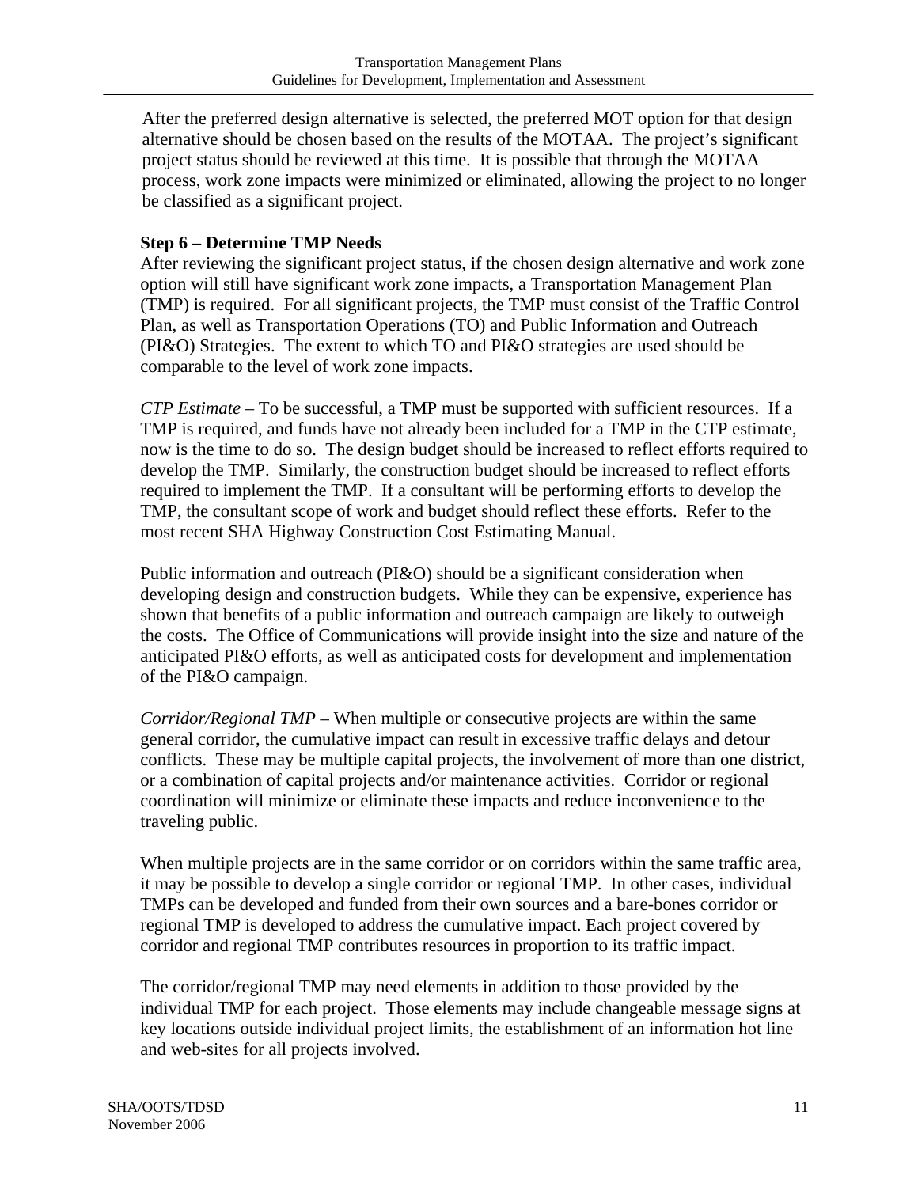After the preferred design alternative is selected, the preferred MOT option for that design alternative should be chosen based on the results of the MOTAA. The project's significant project status should be reviewed at this time. It is possible that through the MOTAA process, work zone impacts were minimized or eliminated, allowing the project to no longer be classified as a significant project.

**Step 6 – Determine TMP Needs**

After reviewing the significant project status, if the chosen design alternative and work zone option will still have significant work zone impacts, a Transportation Management Plan (TMP) is required. For all significant projects, the TMP must consist of the Traffic Control Plan, as well as Transportation Operations (TO) and Public Information and Outreach (PI&O) Strategies. The extent to which TO and PI&O strategies are used should be comparable to the level of work zone impacts.

*CTP Estimate* – To be successful, a TMP must be supported with sufficient resources. If a TMP is required, and funds have not already been included for a TMP in the CTP estimate, now is the time to do so. The design budget should be increased to reflect efforts required to develop the TMP. Similarly, the construction budget should be increased to reflect efforts required to implement the TMP. If a consultant will be performing efforts to develop the TMP, the consultant scope of work and budget should reflect these efforts. Refer to the most recent SHA Highway Construction Cost Estimating Manual.

Public information and outreach (PI&O) should be a significant consideration when developing design and construction budgets. While they can be expensive, experience has shown that benefits of a public information and outreach campaign are likely to outweigh the costs. The Office of Communications will provide insight into the size and nature of the anticipated PI&O efforts, as well as anticipated costs for development and implementation of the PI&O campaign.

*Corridor/Regional TMP* – When multiple or consecutive projects are within the same general corridor, the cumulative impact can result in excessive traffic delays and detour conflicts. These may be multiple capital projects, the involvement of more than one district, or a combination of capital projects and/or maintenance activities. Corridor or regional coordination will minimize or eliminate these impacts and reduce inconvenience to the traveling public.

When multiple projects are in the same corridor or on corridors within the same traffic area, it may be possible to develop a single corridor or regional TMP. In other cases, individual TMPs can be developed and funded from their own sources and a bare-bones corridor or regional TMP is developed to address the cumulative impact. Each project covered by corridor and regional TMP contributes resources in proportion to its traffic impact.

The corridor/regional TMP may need elements in addition to those provided by the individual TMP for each project. Those elements may include changeable message signs at key locations outside individual project limits, the establishment of an information hot line and web-sites for all projects involved.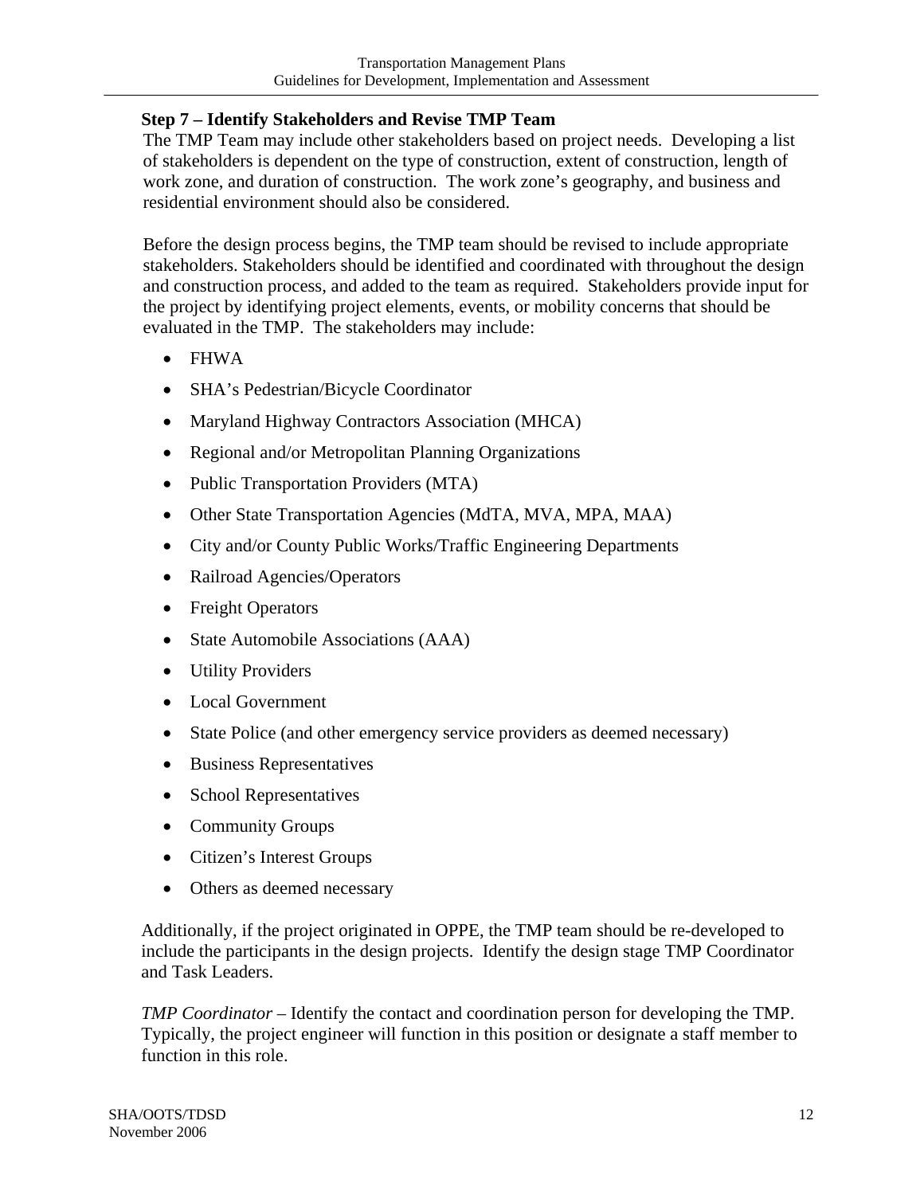### Step 7 – Identify Stakeholders and Revise TMP Team

The TMP Team may include other stakeholders based on project needs. Developing a list of stakeholders is dependent on the type of construction, extent of construction, length of work zone, and duration of construction. The work zone's geography, and business and residential environment should also be considered.

Before the design process begins, the TMP team should be revised to include appropriate stakeholders. Stakeholders should be identified and coordinated with throughout the design and construction process, and added to the team as required. Stakeholders provide input for the project by identifying project elements, events, or mobility concerns that should be evaluated in the TMP. The stakeholders may include:

- FHWA
- SHA's Pedestrian/Bicycle Coordinator
- Maryland Highway Contractors Association (MHCA)
- Regional and/or Metropolitan Planning Organizations
- Public Transportation Providers (MTA)
- Other State Transportation Agencies (MdTA, MVA, MPA, MAA)
- City and/or County Public Works/Traffic Engineering Departments
- Railroad Agencies/Operators
- Freight Operators
- State Automobile Associations (AAA)
- Utility Providers
- Local Government
- State Police (and other emergency service providers as deemed necessary)
- Business Representatives
- School Representatives
- Community Groups
- Citizen's Interest Groups
- Others as deemed necessary

Additionally, if the project originated in OPPE, the TMP team should be re-developed to include the participants in the design projects. Identify the design stage TMP Coordinator and Task Leaders.

*TMP Coordinator* – Identify the contact and coordination person for developing the TMP. Typically, the project engineer will function in this position or designate a staff member to function in this role.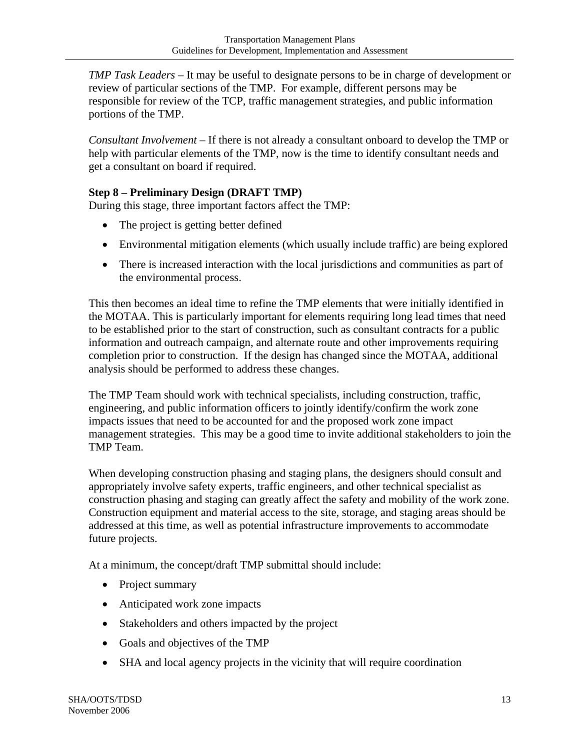*TMP Task Leaders* – It may be useful to designate persons to be in charge of development or review of particular sections of the TMP. For example, different persons may be responsible for review of the TCP, traffic management strategies, and public information portions of the TMP.

*Consultant Involvement* – If there is not already a consultant onboard to develop the TMP or help with particular elements of the TMP, now is the time to identify consultant needs and get a consultant on board if required.

**Step 8 – Preliminary Design (DRAFT TMP)**

During this stage, three important factors affect the TMP:

- The project is getting better defined
- Environmental mitigation elements (which usually include traffic) are being explored
- There is increased interaction with the local jurisdictions and communities as part of the environmental process.

This then becomes an ideal time to refine the TMP elements that were initially identified in the MOTAA. This is particularly important for elements requiring long lead times that need to be established prior to the start of construction, such as consultant contracts for a public information and outreach campaign, and alternate route and other improvements requiring completion prior to construction. If the design has changed since the MOTAA, additional analysis should be performed to address these changes.

The TMP Team should work with technical specialists, including construction, traffic, engineering, and public information officers to jointly identify/confirm the work zone impacts issues that need to be accounted for and the proposed work zone impact management strategies. This may be a good time to invite additional stakeholders to join the TMP Team.

When developing construction phasing and staging plans, the designers should consult and appropriately involve safety experts, traffic engineers, and other technical specialist as construction phasing and staging can greatly affect the safety and mobility of the work zone. Construction equipment and material access to the site, storage, and staging areas should be addressed at this time, as well as potential infrastructure improvements to accommodate future projects.

At a minimum, the concept/draft TMP submittal should include:

- Project summary
- Anticipated work zone impacts
- Stakeholders and others impacted by the project
- Goals and objectives of the TMP
- SHA and local agency projects in the vicinity that will require coordination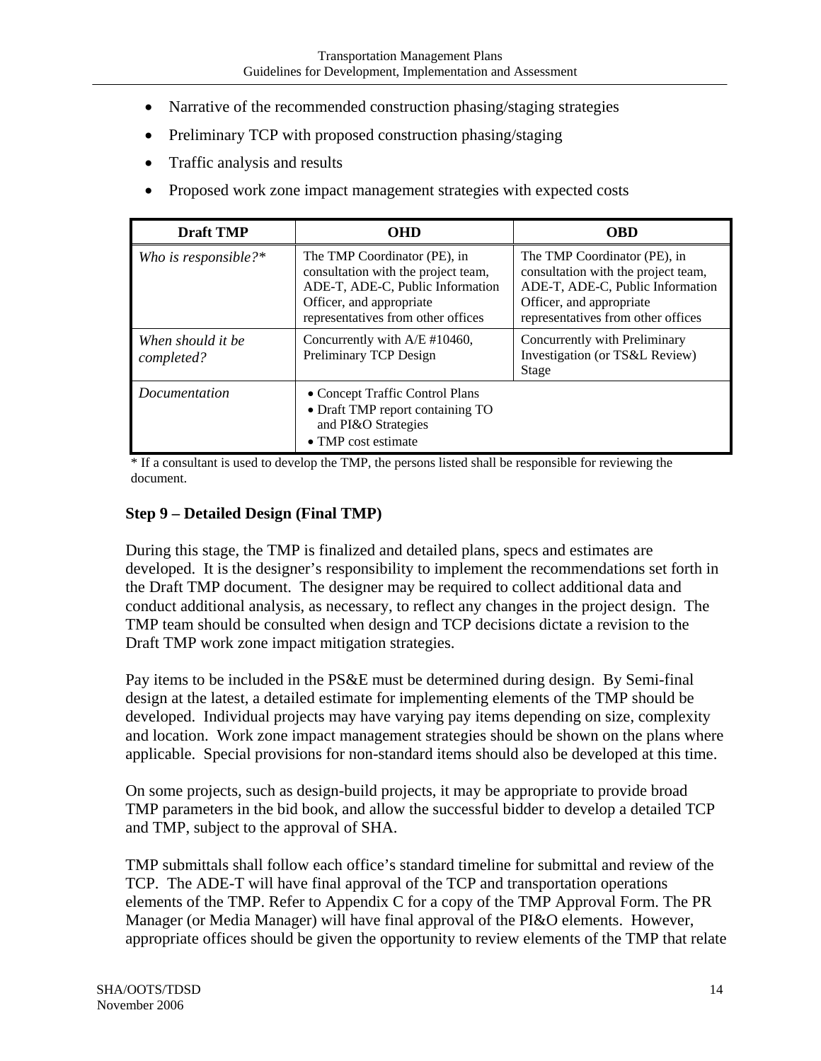- Narrative of the recommended construction phasing/staging strategies
- Preliminary TCP with proposed construction phasing/staging
- Traffic analysis and results
- Proposed work zone impact management strategies with expected costs

| Draft TMP | OHD | OBD |
|---|---|---|
| *Who is responsible?** | The TMP Coordinator (PE), in consultation with the project team, ADE-T, ADE-C, Public Information Officer, and appropriate representatives from other offices | The TMP Coordinator (PE), in consultation with the project team, ADE-T, ADE-C, Public Information Officer, and appropriate representatives from other offices |
| *When should it be completed?* | Concurrently with A/E #10460, Preliminary TCP Design | Concurrently with Preliminary Investigation (or TS&L Review) Stage |
| *Documentation* | • Concept Traffic Control Plans<br>• Draft TMP report containing TO and PI&O Strategies<br>• TMP cost estimate | |

* If a consultant is used to develop the TMP, the persons listed shall be responsible for reviewing the document.

### Step 9 – Detailed Design (Final TMP)

During this stage, the TMP is finalized and detailed plans, specs and estimates are developed. It is the designer's responsibility to implement the recommendations set forth in the Draft TMP document. The designer may be required to collect additional data and conduct additional analysis, as necessary, to reflect any changes in the project design. The TMP team should be consulted when design and TCP decisions dictate a revision to the Draft TMP work zone impact mitigation strategies.

Pay items to be included in the PS&E must be determined during design. By Semi-final design at the latest, a detailed estimate for implementing elements of the TMP should be developed. Individual projects may have varying pay items depending on size, complexity and location. Work zone impact management strategies should be shown on the plans where applicable. Special provisions for non-standard items should also be developed at this time.

On some projects, such as design-build projects, it may be appropriate to provide broad TMP parameters in the bid book, and allow the successful bidder to develop a detailed TCP and TMP, subject to the approval of SHA.

TMP submittals shall follow each office's standard timeline for submittal and review of the TCP. The ADE-T will have final approval of the TCP and transportation operations elements of the TMP. Refer to Appendix C for a copy of the TMP Approval Form. The PR Manager (or Media Manager) will have final approval of the PI&O elements. However, appropriate offices should be given the opportunity to review elements of the TMP that relate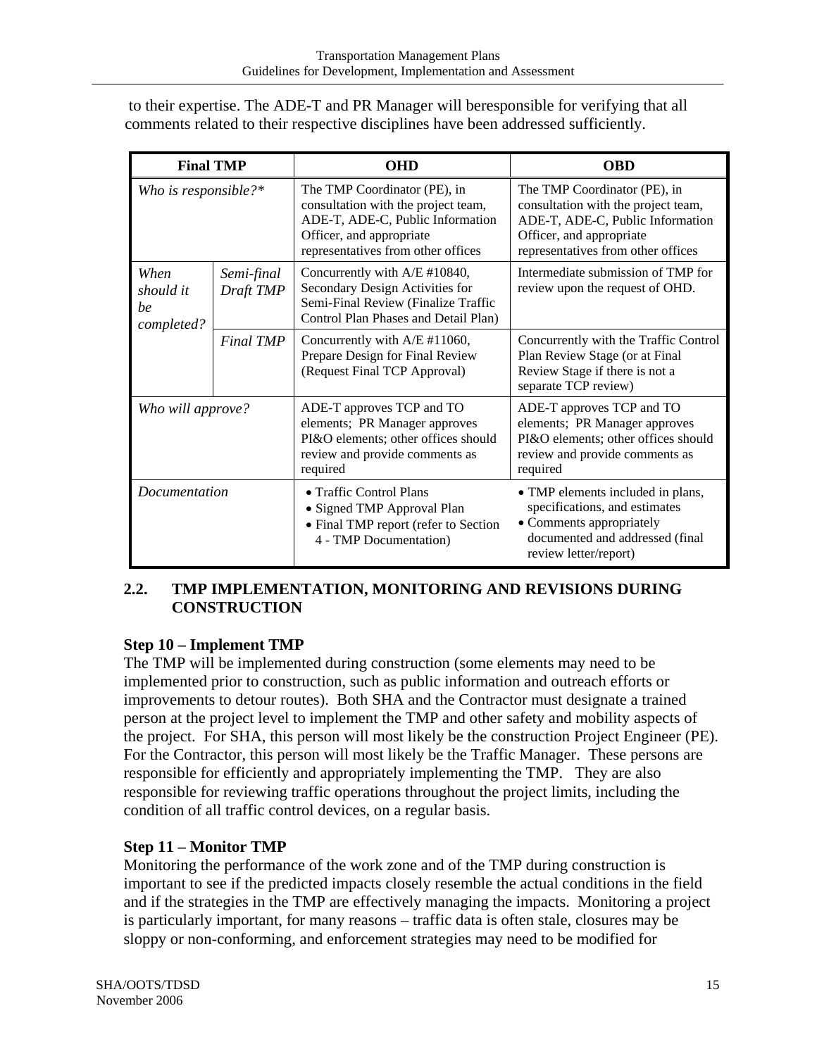to their expertise. The ADE-T and PR Manager will beresponsible for verifying that all comments related to their respective disciplines have been addressed sufficiently.

| Final TMP | | OHD | OBD |
|---|---|---|---|
| *Who is responsible?\** | | The TMP Coordinator (PE), in consultation with the project team, ADE-T, ADE-C, Public Information Officer, and appropriate representatives from other offices | The TMP Coordinator (PE), in consultation with the project team, ADE-T, ADE-C, Public Information Officer, and appropriate representatives from other offices |
| *When should it be completed?* | *Semi-final Draft TMP* | Concurrently with A/E #10840, Secondary Design Activities for Semi-Final Review (Finalize Traffic Control Plan Phases and Detail Plan) | Intermediate submission of TMP for review upon the request of OHD. |
| | *Final TMP* | Concurrently with A/E #11060, Prepare Design for Final Review (Request Final TCP Approval) | Concurrently with the Traffic Control Plan Review Stage (or at Final Review Stage if there is not a separate TCP review) |
| *Who will approve?* | | ADE-T approves TCP and TO elements; PR Manager approves PI&O elements; other offices should review and provide comments as required | ADE-T approves TCP and TO elements; PR Manager approves PI&O elements; other offices should review and provide comments as required |
| *Documentation* | | • Traffic Control Plans<br>• Signed TMP Approval Plan<br>• Final TMP report (refer to Section 4 - TMP Documentation) | • TMP elements included in plans, specifications, and estimates<br>• Comments appropriately documented and addressed (final review letter/report) |

## 2.2. TMP IMPLEMENTATION, MONITORING AND REVISIONS DURING CONSTRUCTION

### Step 10 – Implement TMP

The TMP will be implemented during construction (some elements may need to be implemented prior to construction, such as public information and outreach efforts or improvements to detour routes). Both SHA and the Contractor must designate a trained person at the project level to implement the TMP and other safety and mobility aspects of the project. For SHA, this person will most likely be the construction Project Engineer (PE). For the Contractor, this person will most likely be the Traffic Manager. These persons are responsible for efficiently and appropriately implementing the TMP. They are also responsible for reviewing traffic operations throughout the project limits, including the condition of all traffic control devices, on a regular basis.

### Step 11 – Monitor TMP

Monitoring the performance of the work zone and of the TMP during construction is important to see if the predicted impacts closely resemble the actual conditions in the field and if the strategies in the TMP are effectively managing the impacts. Monitoring a project is particularly important, for many reasons – traffic data is often stale, closures may be sloppy or non-conforming, and enforcement strategies may need to be modified for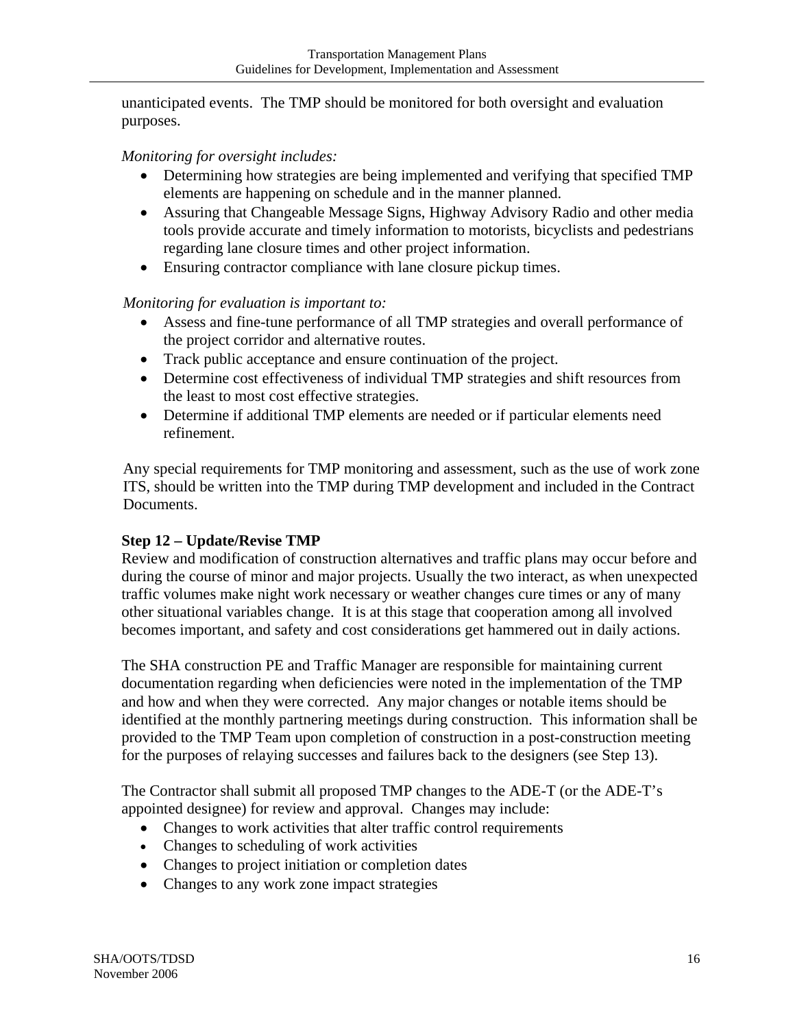unanticipated events. The TMP should be monitored for both oversight and evaluation purposes.

*Monitoring for oversight includes:*

- Determining how strategies are being implemented and verifying that specified TMP elements are happening on schedule and in the manner planned.
- Assuring that Changeable Message Signs, Highway Advisory Radio and other media tools provide accurate and timely information to motorists, bicyclists and pedestrians regarding lane closure times and other project information.
- Ensuring contractor compliance with lane closure pickup times.

*Monitoring for evaluation is important to:*

- Assess and fine-tune performance of all TMP strategies and overall performance of the project corridor and alternative routes.
- Track public acceptance and ensure continuation of the project.
- Determine cost effectiveness of individual TMP strategies and shift resources from the least to most cost effective strategies.
- Determine if additional TMP elements are needed or if particular elements need refinement.

Any special requirements for TMP monitoring and assessment, such as the use of work zone ITS, should be written into the TMP during TMP development and included in the Contract Documents.

**Step 12 – Update/Revise TMP**

Review and modification of construction alternatives and traffic plans may occur before and during the course of minor and major projects. Usually the two interact, as when unexpected traffic volumes make night work necessary or weather changes cure times or any of many other situational variables change. It is at this stage that cooperation among all involved becomes important, and safety and cost considerations get hammered out in daily actions.

The SHA construction PE and Traffic Manager are responsible for maintaining current documentation regarding when deficiencies were noted in the implementation of the TMP and how and when they were corrected. Any major changes or notable items should be identified at the monthly partnering meetings during construction. This information shall be provided to the TMP Team upon completion of construction in a post-construction meeting for the purposes of relaying successes and failures back to the designers (see Step 13).

The Contractor shall submit all proposed TMP changes to the ADE-T (or the ADE-T's appointed designee) for review and approval. Changes may include:

- Changes to work activities that alter traffic control requirements
- Changes to scheduling of work activities
- Changes to project initiation or completion dates
- Changes to any work zone impact strategies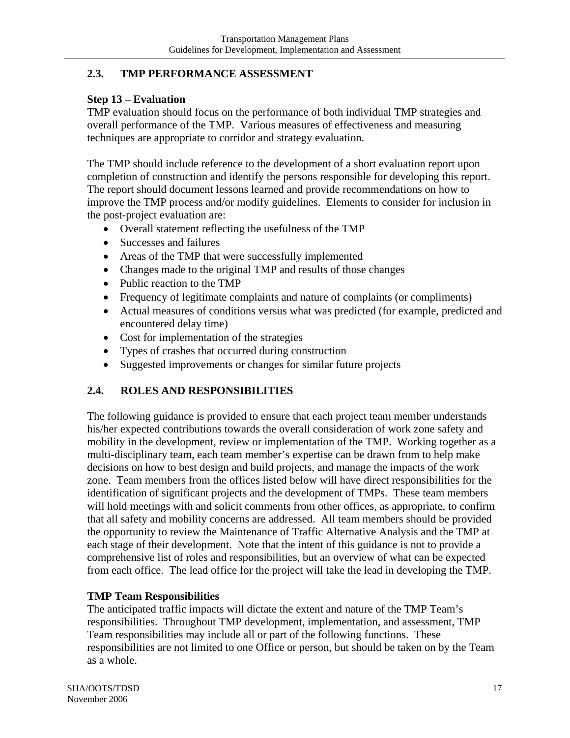## 2.3. TMP PERFORMANCE ASSESSMENT

**Step 13 – Evaluation**

TMP evaluation should focus on the performance of both individual TMP strategies and overall performance of the TMP. Various measures of effectiveness and measuring techniques are appropriate to corridor and strategy evaluation.

The TMP should include reference to the development of a short evaluation report upon completion of construction and identify the persons responsible for developing this report. The report should document lessons learned and provide recommendations on how to improve the TMP process and/or modify guidelines. Elements to consider for inclusion in the post-project evaluation are:

- Overall statement reflecting the usefulness of the TMP
- Successes and failures
- Areas of the TMP that were successfully implemented
- Changes made to the original TMP and results of those changes
- Public reaction to the TMP
- Frequency of legitimate complaints and nature of complaints (or compliments)
- Actual measures of conditions versus what was predicted (for example, predicted and encountered delay time)
- Cost for implementation of the strategies
- Types of crashes that occurred during construction
- Suggested improvements or changes for similar future projects

## 2.4. ROLES AND RESPONSIBILITIES

The following guidance is provided to ensure that each project team member understands his/her expected contributions towards the overall consideration of work zone safety and mobility in the development, review or implementation of the TMP. Working together as a multi-disciplinary team, each team member's expertise can be drawn from to help make decisions on how to best design and build projects, and manage the impacts of the work zone. Team members from the offices listed below will have direct responsibilities for the identification of significant projects and the development of TMPs. These team members will hold meetings with and solicit comments from other offices, as appropriate, to confirm that all safety and mobility concerns are addressed. All team members should be provided the opportunity to review the Maintenance of Traffic Alternative Analysis and the TMP at each stage of their development. Note that the intent of this guidance is not to provide a comprehensive list of roles and responsibilities, but an overview of what can be expected from each office. The lead office for the project will take the lead in developing the TMP.

**TMP Team Responsibilities**

The anticipated traffic impacts will dictate the extent and nature of the TMP Team's responsibilities. Throughout TMP development, implementation, and assessment, TMP Team responsibilities may include all or part of the following functions. These responsibilities are not limited to one Office or person, but should be taken on by the Team as a whole.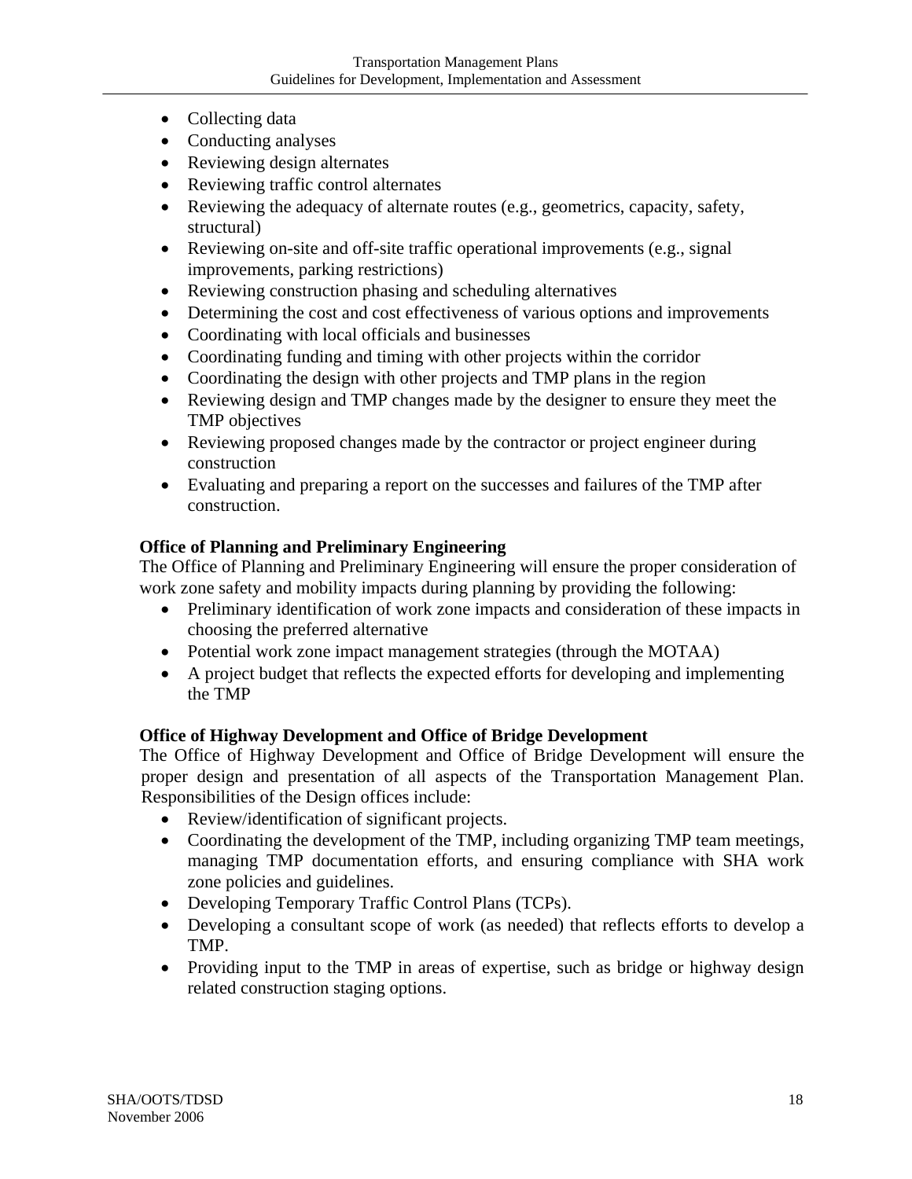- Collecting data
- Conducting analyses
- Reviewing design alternates
- Reviewing traffic control alternates
- Reviewing the adequacy of alternate routes (e.g., geometrics, capacity, safety, structural)
- Reviewing on-site and off-site traffic operational improvements (e.g., signal improvements, parking restrictions)
- Reviewing construction phasing and scheduling alternatives
- Determining the cost and cost effectiveness of various options and improvements
- Coordinating with local officials and businesses
- Coordinating funding and timing with other projects within the corridor
- Coordinating the design with other projects and TMP plans in the region
- Reviewing design and TMP changes made by the designer to ensure they meet the TMP objectives
- Reviewing proposed changes made by the contractor or project engineer during construction
- Evaluating and preparing a report on the successes and failures of the TMP after construction.

**Office of Planning and Preliminary Engineering**

The Office of Planning and Preliminary Engineering will ensure the proper consideration of work zone safety and mobility impacts during planning by providing the following:

- Preliminary identification of work zone impacts and consideration of these impacts in choosing the preferred alternative
- Potential work zone impact management strategies (through the MOTAA)
- A project budget that reflects the expected efforts for developing and implementing the TMP

**Office of Highway Development and Office of Bridge Development**

The Office of Highway Development and Office of Bridge Development will ensure the proper design and presentation of all aspects of the Transportation Management Plan. Responsibilities of the Design offices include:

- Review/identification of significant projects.
- Coordinating the development of the TMP, including organizing TMP team meetings, managing TMP documentation efforts, and ensuring compliance with SHA work zone policies and guidelines.
- Developing Temporary Traffic Control Plans (TCPs).
- Developing a consultant scope of work (as needed) that reflects efforts to develop a TMP.
- Providing input to the TMP in areas of expertise, such as bridge or highway design related construction staging options.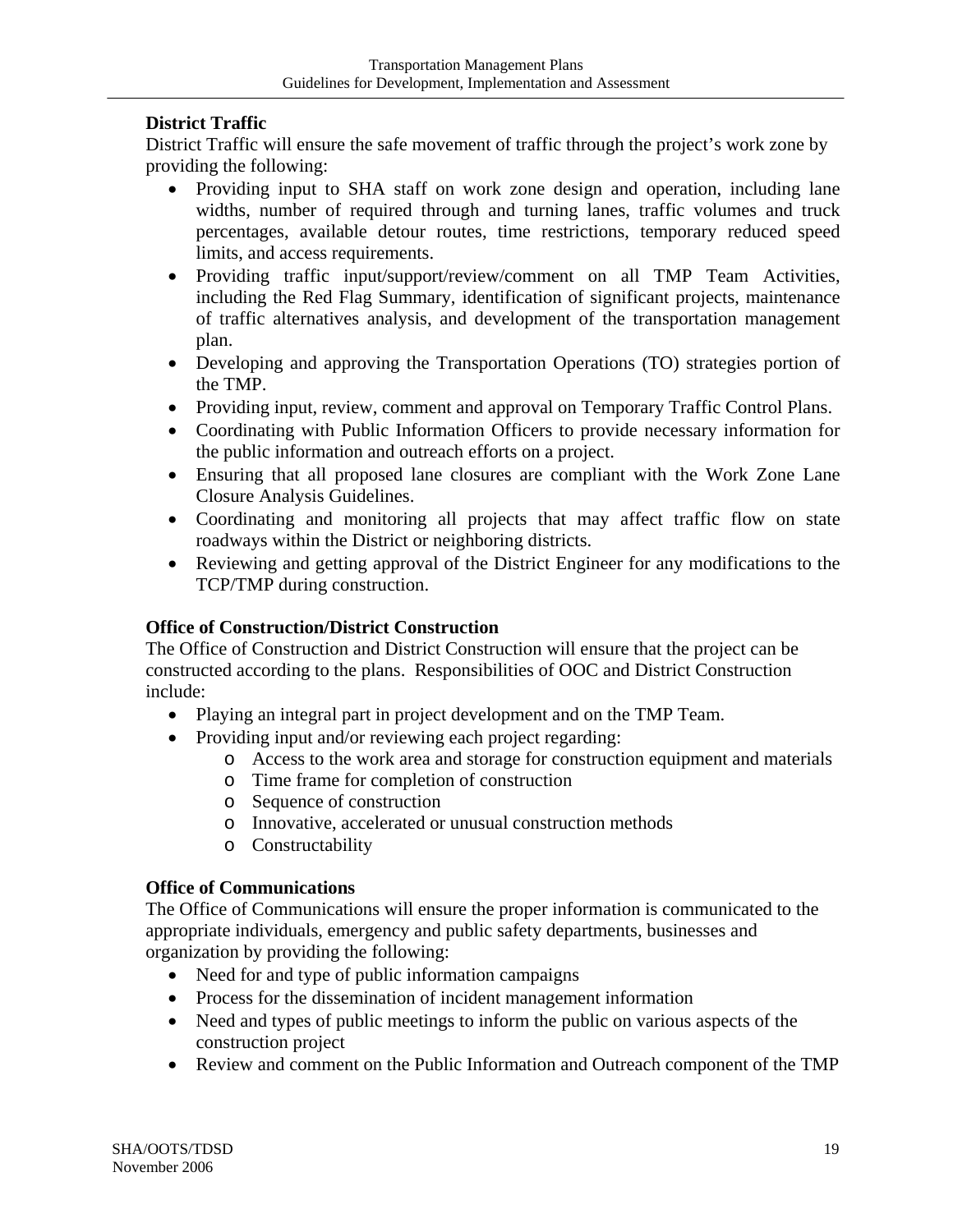**District Traffic**

District Traffic will ensure the safe movement of traffic through the project's work zone by providing the following:

- Providing input to SHA staff on work zone design and operation, including lane widths, number of required through and turning lanes, traffic volumes and truck percentages, available detour routes, time restrictions, temporary reduced speed limits, and access requirements.
- Providing traffic input/support/review/comment on all TMP Team Activities, including the Red Flag Summary, identification of significant projects, maintenance of traffic alternatives analysis, and development of the transportation management plan.
- Developing and approving the Transportation Operations (TO) strategies portion of the TMP.
- Providing input, review, comment and approval on Temporary Traffic Control Plans.
- Coordinating with Public Information Officers to provide necessary information for the public information and outreach efforts on a project.
- Ensuring that all proposed lane closures are compliant with the Work Zone Lane Closure Analysis Guidelines.
- Coordinating and monitoring all projects that may affect traffic flow on state roadways within the District or neighboring districts.
- Reviewing and getting approval of the District Engineer for any modifications to the TCP/TMP during construction.

**Office of Construction/District Construction**

The Office of Construction and District Construction will ensure that the project can be constructed according to the plans. Responsibilities of OOC and District Construction include:

- Playing an integral part in project development and on the TMP Team.
- Providing input and/or reviewing each project regarding:
    - Access to the work area and storage for construction equipment and materials
    - Time frame for completion of construction
    - Sequence of construction
    - Innovative, accelerated or unusual construction methods
    - Constructability

**Office of Communications**

The Office of Communications will ensure the proper information is communicated to the appropriate individuals, emergency and public safety departments, businesses and organization by providing the following:

- Need for and type of public information campaigns
- Process for the dissemination of incident management information
- Need and types of public meetings to inform the public on various aspects of the construction project
- Review and comment on the Public Information and Outreach component of the TMP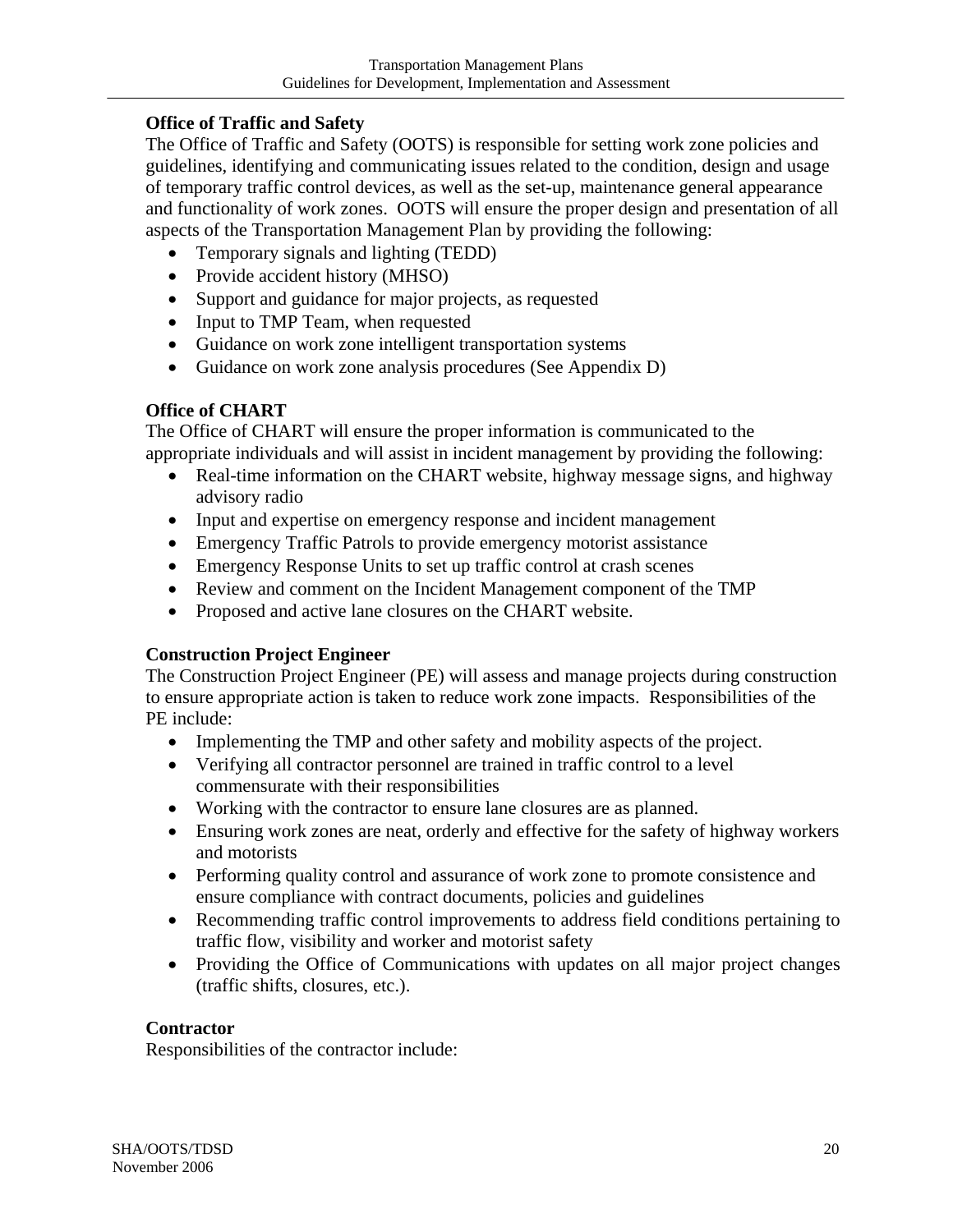**Office of Traffic and Safety**

The Office of Traffic and Safety (OOTS) is responsible for setting work zone policies and guidelines, identifying and communicating issues related to the condition, design and usage of temporary traffic control devices, as well as the set-up, maintenance general appearance and functionality of work zones. OOTS will ensure the proper design and presentation of all aspects of the Transportation Management Plan by providing the following:

- Temporary signals and lighting (TEDD)
- Provide accident history (MHSO)
- Support and guidance for major projects, as requested
- Input to TMP Team, when requested
- Guidance on work zone intelligent transportation systems
- Guidance on work zone analysis procedures (See Appendix D)

**Office of CHART**

The Office of CHART will ensure the proper information is communicated to the appropriate individuals and will assist in incident management by providing the following:

- Real-time information on the CHART website, highway message signs, and highway advisory radio
- Input and expertise on emergency response and incident management
- Emergency Traffic Patrols to provide emergency motorist assistance
- Emergency Response Units to set up traffic control at crash scenes
- Review and comment on the Incident Management component of the TMP
- Proposed and active lane closures on the CHART website.

**Construction Project Engineer**

The Construction Project Engineer (PE) will assess and manage projects during construction to ensure appropriate action is taken to reduce work zone impacts. Responsibilities of the PE include:

- Implementing the TMP and other safety and mobility aspects of the project.
- Verifying all contractor personnel are trained in traffic control to a level commensurate with their responsibilities
- Working with the contractor to ensure lane closures are as planned.
- Ensuring work zones are neat, orderly and effective for the safety of highway workers and motorists
- Performing quality control and assurance of work zone to promote consistence and ensure compliance with contract documents, policies and guidelines
- Recommending traffic control improvements to address field conditions pertaining to traffic flow, visibility and worker and motorist safety
- Providing the Office of Communications with updates on all major project changes (traffic shifts, closures, etc.).

**Contractor**

Responsibilities of the contractor include: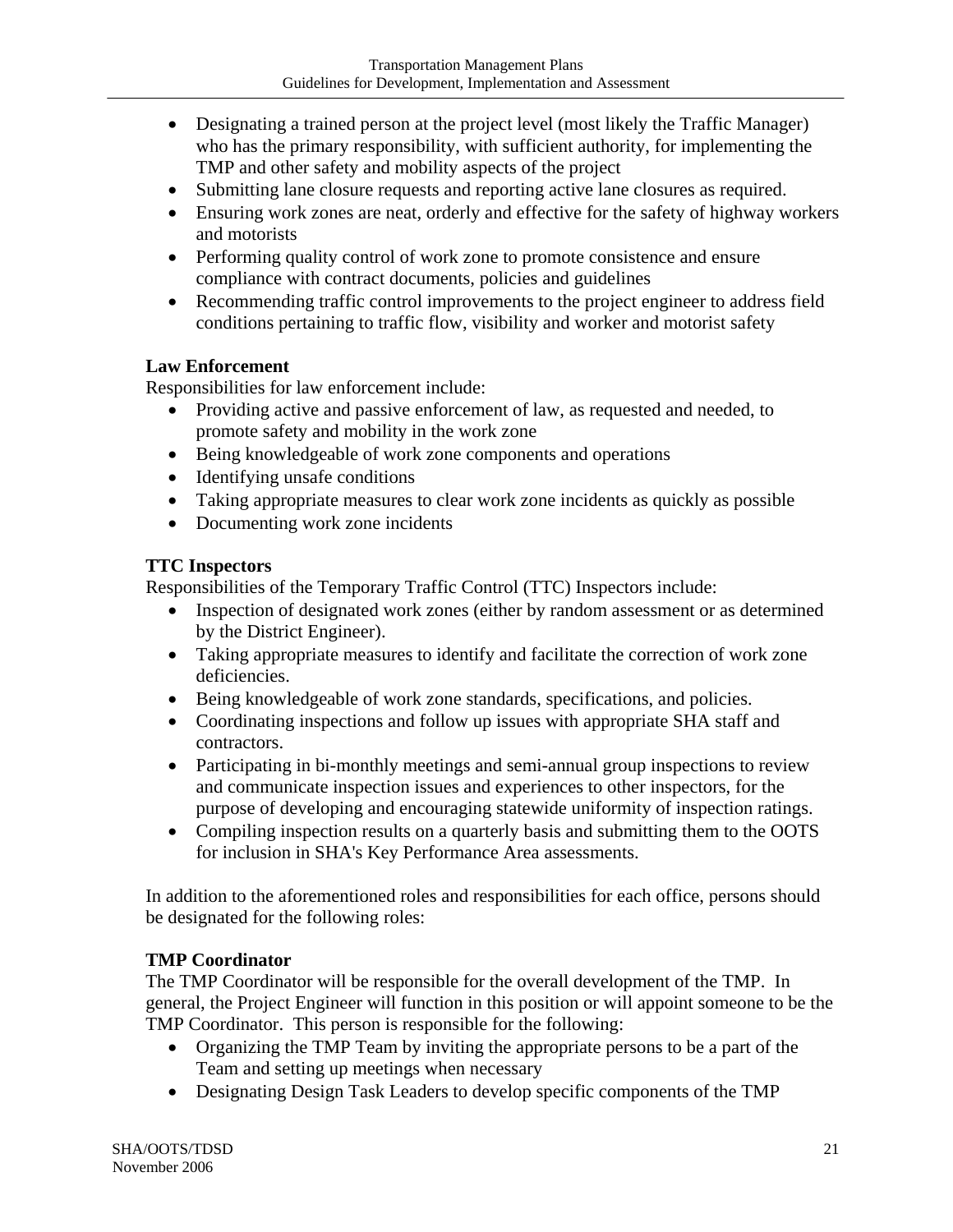- Designating a trained person at the project level (most likely the Traffic Manager) who has the primary responsibility, with sufficient authority, for implementing the TMP and other safety and mobility aspects of the project
- Submitting lane closure requests and reporting active lane closures as required.
- Ensuring work zones are neat, orderly and effective for the safety of highway workers and motorists
- Performing quality control of work zone to promote consistence and ensure compliance with contract documents, policies and guidelines
- Recommending traffic control improvements to the project engineer to address field conditions pertaining to traffic flow, visibility and worker and motorist safety

**Law Enforcement**

Responsibilities for law enforcement include:

- Providing active and passive enforcement of law, as requested and needed, to promote safety and mobility in the work zone
- Being knowledgeable of work zone components and operations
- Identifying unsafe conditions
- Taking appropriate measures to clear work zone incidents as quickly as possible
- Documenting work zone incidents

**TTC Inspectors**

Responsibilities of the Temporary Traffic Control (TTC) Inspectors include:

- Inspection of designated work zones (either by random assessment or as determined by the District Engineer).
- Taking appropriate measures to identify and facilitate the correction of work zone deficiencies.
- Being knowledgeable of work zone standards, specifications, and policies.
- Coordinating inspections and follow up issues with appropriate SHA staff and contractors.
- Participating in bi-monthly meetings and semi-annual group inspections to review and communicate inspection issues and experiences to other inspectors, for the purpose of developing and encouraging statewide uniformity of inspection ratings.
- Compiling inspection results on a quarterly basis and submitting them to the OOTS for inclusion in SHA's Key Performance Area assessments.

In addition to the aforementioned roles and responsibilities for each office, persons should be designated for the following roles:

**TMP Coordinator**

The TMP Coordinator will be responsible for the overall development of the TMP. In general, the Project Engineer will function in this position or will appoint someone to be the TMP Coordinator. This person is responsible for the following:

- Organizing the TMP Team by inviting the appropriate persons to be a part of the Team and setting up meetings when necessary
- Designating Design Task Leaders to develop specific components of the TMP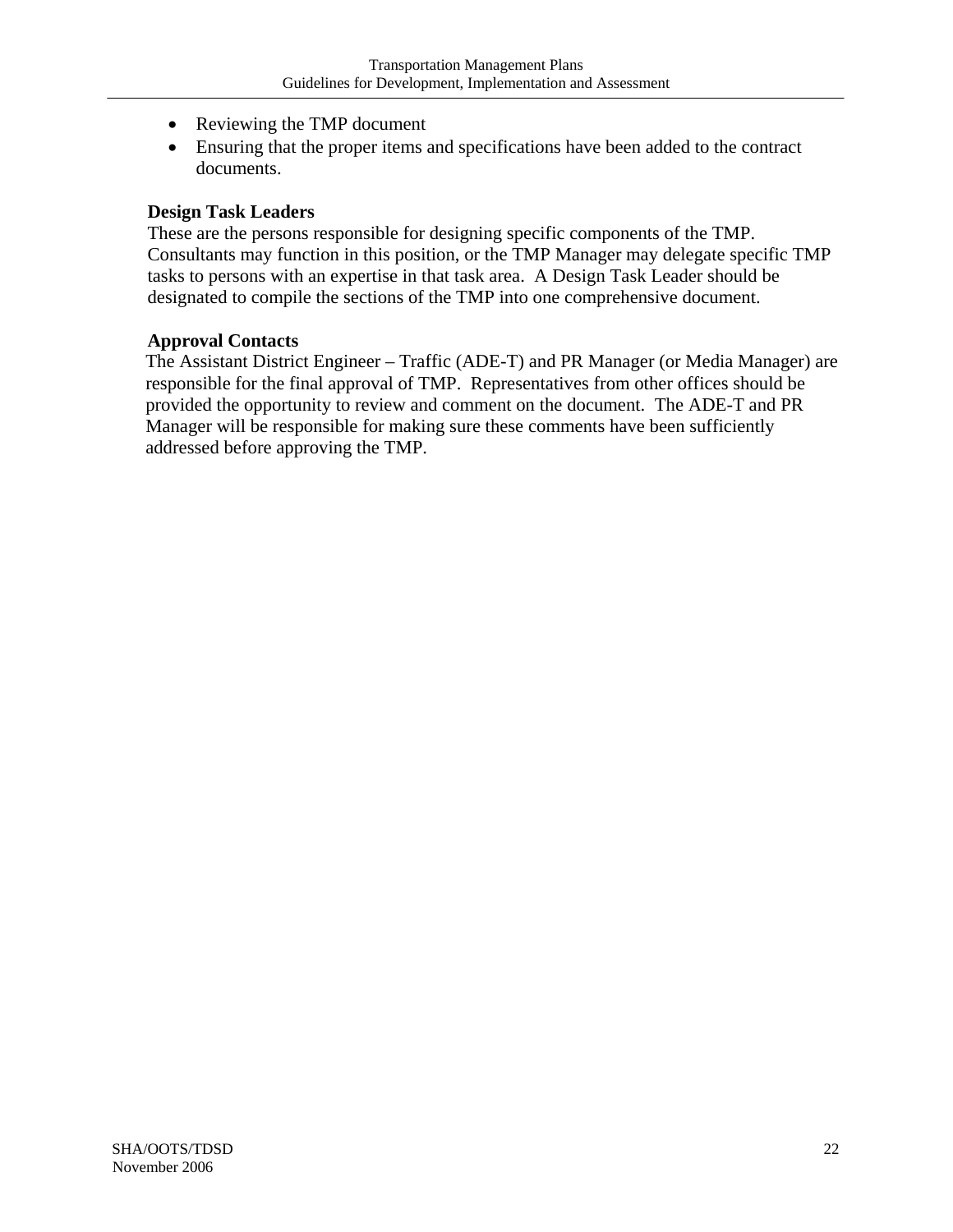- Reviewing the TMP document
- Ensuring that the proper items and specifications have been added to the contract documents.

**Design Task Leaders**

These are the persons responsible for designing specific components of the TMP. Consultants may function in this position, or the TMP Manager may delegate specific TMP tasks to persons with an expertise in that task area. A Design Task Leader should be designated to compile the sections of the TMP into one comprehensive document.

**Approval Contacts**

The Assistant District Engineer – Traffic (ADE-T) and PR Manager (or Media Manager) are responsible for the final approval of TMP. Representatives from other offices should be provided the opportunity to review and comment on the document. The ADE-T and PR Manager will be responsible for making sure these comments have been sufficiently addressed before approving the TMP.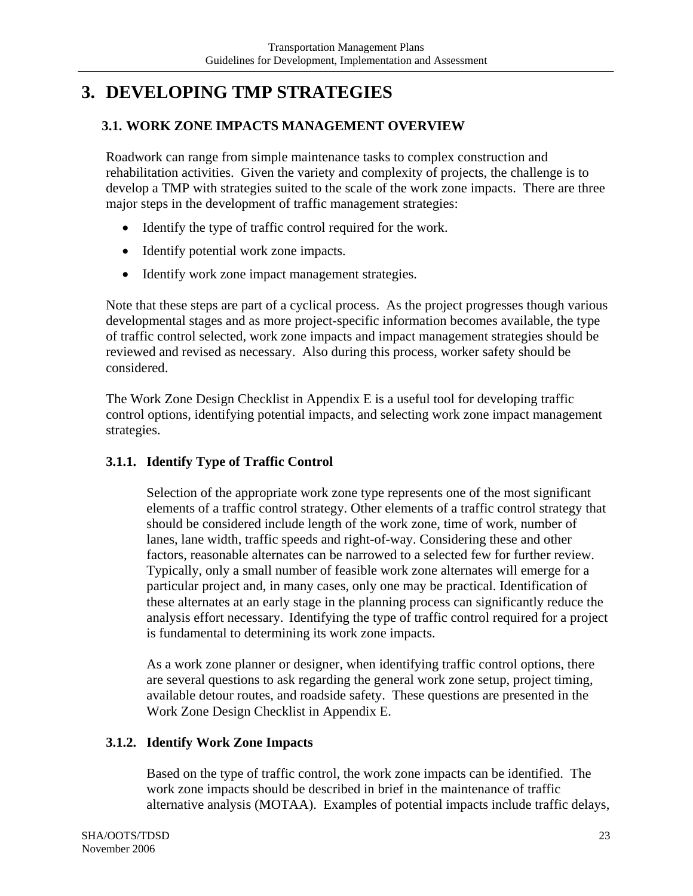# 3. DEVELOPING TMP STRATEGIES

## 3.1. WORK ZONE IMPACTS MANAGEMENT OVERVIEW

Roadwork can range from simple maintenance tasks to complex construction and rehabilitation activities. Given the variety and complexity of projects, the challenge is to develop a TMP with strategies suited to the scale of the work zone impacts. There are three major steps in the development of traffic management strategies:

- Identify the type of traffic control required for the work.
- Identify potential work zone impacts.
- Identify work zone impact management strategies.

Note that these steps are part of a cyclical process. As the project progresses though various developmental stages and as more project-specific information becomes available, the type of traffic control selected, work zone impacts and impact management strategies should be reviewed and revised as necessary. Also during this process, worker safety should be considered.

The Work Zone Design Checklist in Appendix E is a useful tool for developing traffic control options, identifying potential impacts, and selecting work zone impact management strategies.

### 3.1.1. Identify Type of Traffic Control

Selection of the appropriate work zone type represents one of the most significant elements of a traffic control strategy. Other elements of a traffic control strategy that should be considered include length of the work zone, time of work, number of lanes, lane width, traffic speeds and right-of-way. Considering these and other factors, reasonable alternates can be narrowed to a selected few for further review. Typically, only a small number of feasible work zone alternates will emerge for a particular project and, in many cases, only one may be practical. Identification of these alternates at an early stage in the planning process can significantly reduce the analysis effort necessary. Identifying the type of traffic control required for a project is fundamental to determining its work zone impacts.

As a work zone planner or designer, when identifying traffic control options, there are several questions to ask regarding the general work zone setup, project timing, available detour routes, and roadside safety. These questions are presented in the Work Zone Design Checklist in Appendix E.

### 3.1.2. Identify Work Zone Impacts

Based on the type of traffic control, the work zone impacts can be identified. The work zone impacts should be described in brief in the maintenance of traffic alternative analysis (MOTAA). Examples of potential impacts include traffic delays,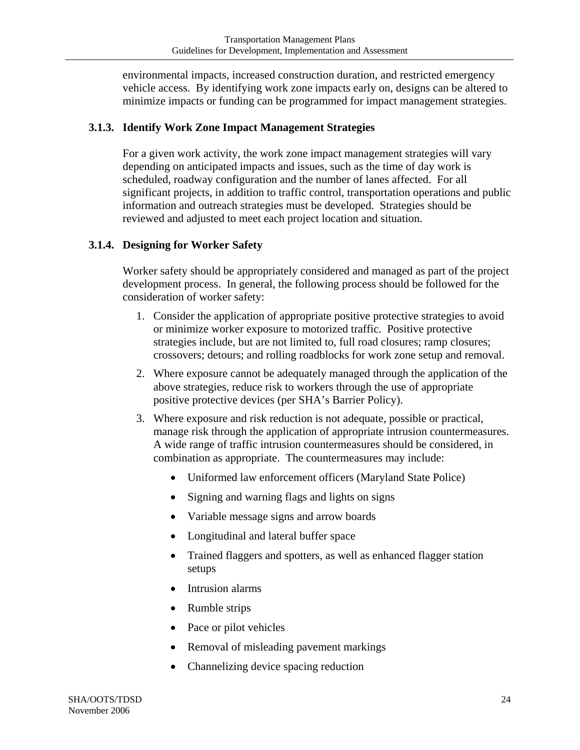environmental impacts, increased construction duration, and restricted emergency vehicle access. By identifying work zone impacts early on, designs can be altered to minimize impacts or funding can be programmed for impact management strategies.

### 3.1.3. Identify Work Zone Impact Management Strategies

For a given work activity, the work zone impact management strategies will vary depending on anticipated impacts and issues, such as the time of day work is scheduled, roadway configuration and the number of lanes affected. For all significant projects, in addition to traffic control, transportation operations and public information and outreach strategies must be developed. Strategies should be reviewed and adjusted to meet each project location and situation.

### 3.1.4. Designing for Worker Safety

Worker safety should be appropriately considered and managed as part of the project development process. In general, the following process should be followed for the consideration of worker safety:

1. Consider the application of appropriate positive protective strategies to avoid or minimize worker exposure to motorized traffic. Positive protective strategies include, but are not limited to, full road closures; ramp closures; crossovers; detours; and rolling roadblocks for work zone setup and removal.
2. Where exposure cannot be adequately managed through the application of the above strategies, reduce risk to workers through the use of appropriate positive protective devices (per SHA's Barrier Policy).
3. Where exposure and risk reduction is not adequate, possible or practical, manage risk through the application of appropriate intrusion countermeasures. A wide range of traffic intrusion countermeasures should be considered, in combination as appropriate. The countermeasures may include:
   - Uniformed law enforcement officers (Maryland State Police)
   - Signing and warning flags and lights on signs
   - Variable message signs and arrow boards
   - Longitudinal and lateral buffer space
   - Trained flaggers and spotters, as well as enhanced flagger station setups
   - Intrusion alarms
   - Rumble strips
   - Pace or pilot vehicles
   - Removal of misleading pavement markings
   - Channelizing device spacing reduction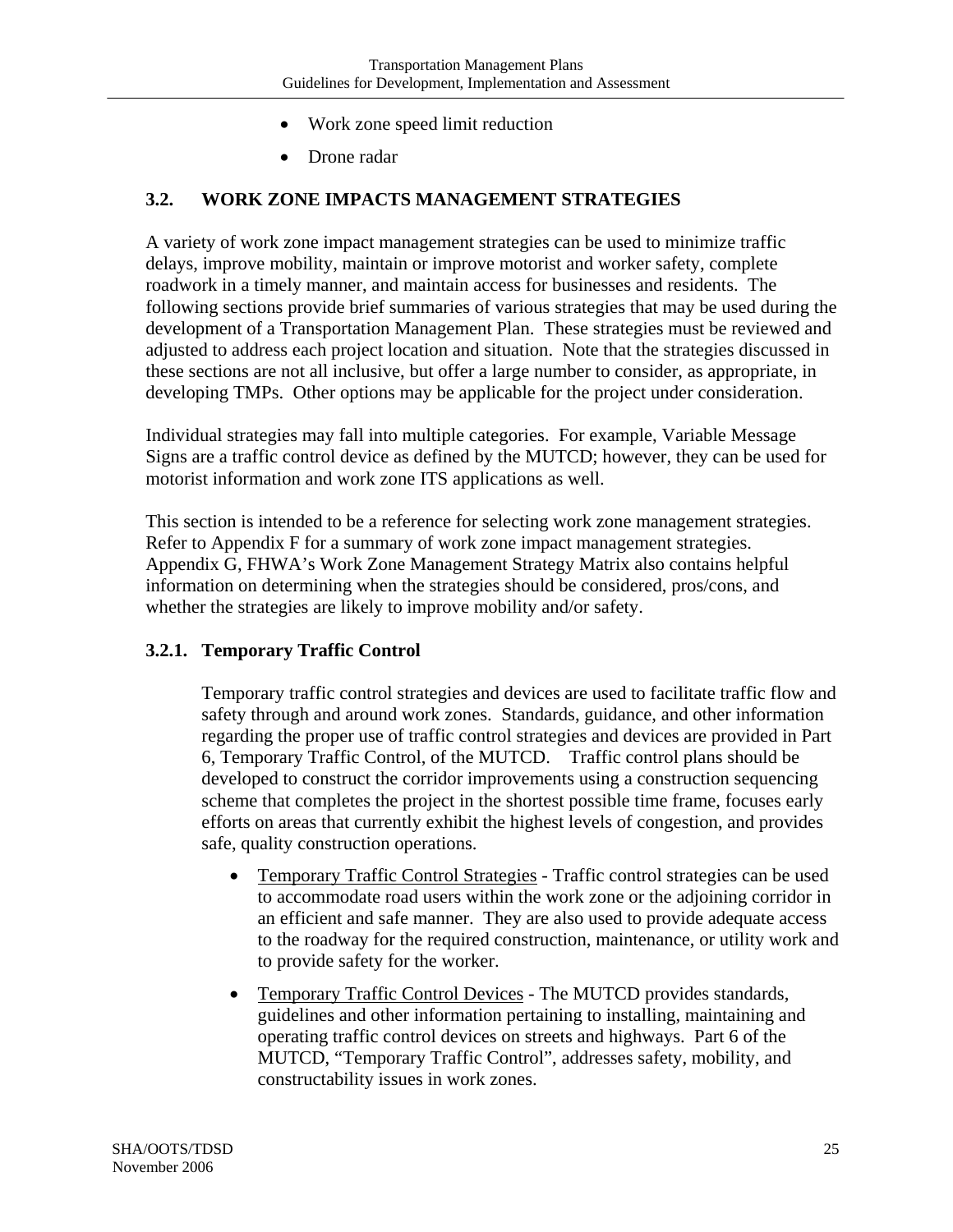- Work zone speed limit reduction
- Drone radar

## 3.2. WORK ZONE IMPACTS MANAGEMENT STRATEGIES

A variety of work zone impact management strategies can be used to minimize traffic delays, improve mobility, maintain or improve motorist and worker safety, complete roadwork in a timely manner, and maintain access for businesses and residents. The following sections provide brief summaries of various strategies that may be used during the development of a Transportation Management Plan. These strategies must be reviewed and adjusted to address each project location and situation. Note that the strategies discussed in these sections are not all inclusive, but offer a large number to consider, as appropriate, in developing TMPs. Other options may be applicable for the project under consideration.

Individual strategies may fall into multiple categories. For example, Variable Message Signs are a traffic control device as defined by the MUTCD; however, they can be used for motorist information and work zone ITS applications as well.

This section is intended to be a reference for selecting work zone management strategies. Refer to Appendix F for a summary of work zone impact management strategies. Appendix G, FHWA's Work Zone Management Strategy Matrix also contains helpful information on determining when the strategies should be considered, pros/cons, and whether the strategies are likely to improve mobility and/or safety.

### 3.2.1. Temporary Traffic Control

Temporary traffic control strategies and devices are used to facilitate traffic flow and safety through and around work zones. Standards, guidance, and other information regarding the proper use of traffic control strategies and devices are provided in Part 6, Temporary Traffic Control, of the MUTCD. Traffic control plans should be developed to construct the corridor improvements using a construction sequencing scheme that completes the project in the shortest possible time frame, focuses early efforts on areas that currently exhibit the highest levels of congestion, and provides safe, quality construction operations.

- Temporary Traffic Control Strategies - Traffic control strategies can be used to accommodate road users within the work zone or the adjoining corridor in an efficient and safe manner. They are also used to provide adequate access to the roadway for the required construction, maintenance, or utility work and to provide safety for the worker.
- Temporary Traffic Control Devices - The MUTCD provides standards, guidelines and other information pertaining to installing, maintaining and operating traffic control devices on streets and highways. Part 6 of the MUTCD, "Temporary Traffic Control", addresses safety, mobility, and constructability issues in work zones.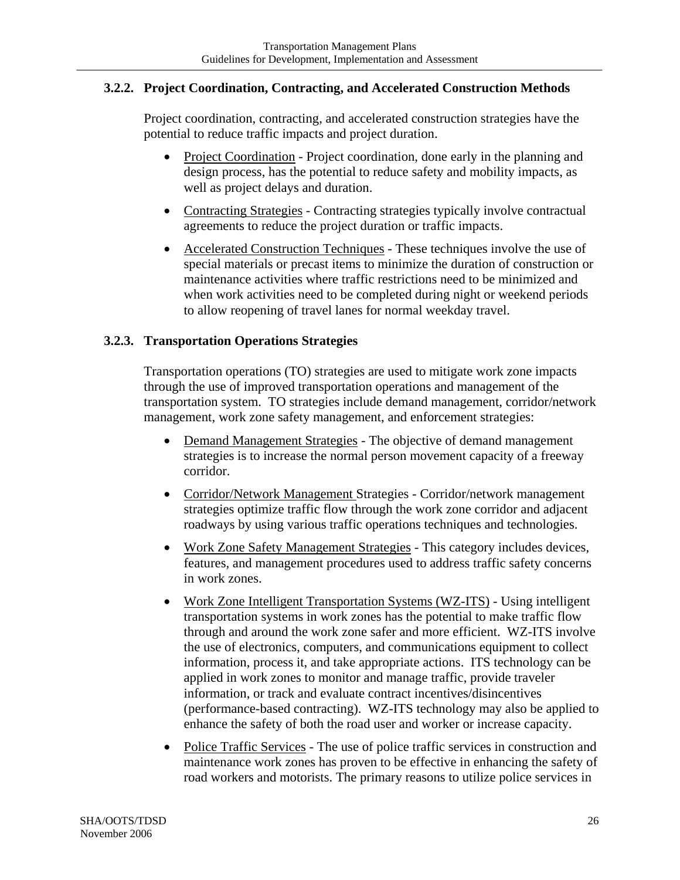### 3.2.2. Project Coordination, Contracting, and Accelerated Construction Methods

Project coordination, contracting, and accelerated construction strategies have the potential to reduce traffic impacts and project duration.

- Project Coordination - Project coordination, done early in the planning and design process, has the potential to reduce safety and mobility impacts, as well as project delays and duration.
- Contracting Strategies - Contracting strategies typically involve contractual agreements to reduce the project duration or traffic impacts.
- Accelerated Construction Techniques - These techniques involve the use of special materials or precast items to minimize the duration of construction or maintenance activities where traffic restrictions need to be minimized and when work activities need to be completed during night or weekend periods to allow reopening of travel lanes for normal weekday travel.

### 3.2.3. Transportation Operations Strategies

Transportation operations (TO) strategies are used to mitigate work zone impacts through the use of improved transportation operations and management of the transportation system. TO strategies include demand management, corridor/network management, work zone safety management, and enforcement strategies:

- Demand Management Strategies - The objective of demand management strategies is to increase the normal person movement capacity of a freeway corridor.
- Corridor/Network Management Strategies - Corridor/network management strategies optimize traffic flow through the work zone corridor and adjacent roadways by using various traffic operations techniques and technologies.
- Work Zone Safety Management Strategies - This category includes devices, features, and management procedures used to address traffic safety concerns in work zones.
- Work Zone Intelligent Transportation Systems (WZ-ITS) - Using intelligent transportation systems in work zones has the potential to make traffic flow through and around the work zone safer and more efficient. WZ-ITS involve the use of electronics, computers, and communications equipment to collect information, process it, and take appropriate actions. ITS technology can be applied in work zones to monitor and manage traffic, provide traveler information, or track and evaluate contract incentives/disincentives (performance-based contracting). WZ-ITS technology may also be applied to enhance the safety of both the road user and worker or increase capacity.
- Police Traffic Services - The use of police traffic services in construction and maintenance work zones has proven to be effective in enhancing the safety of road workers and motorists. The primary reasons to utilize police services in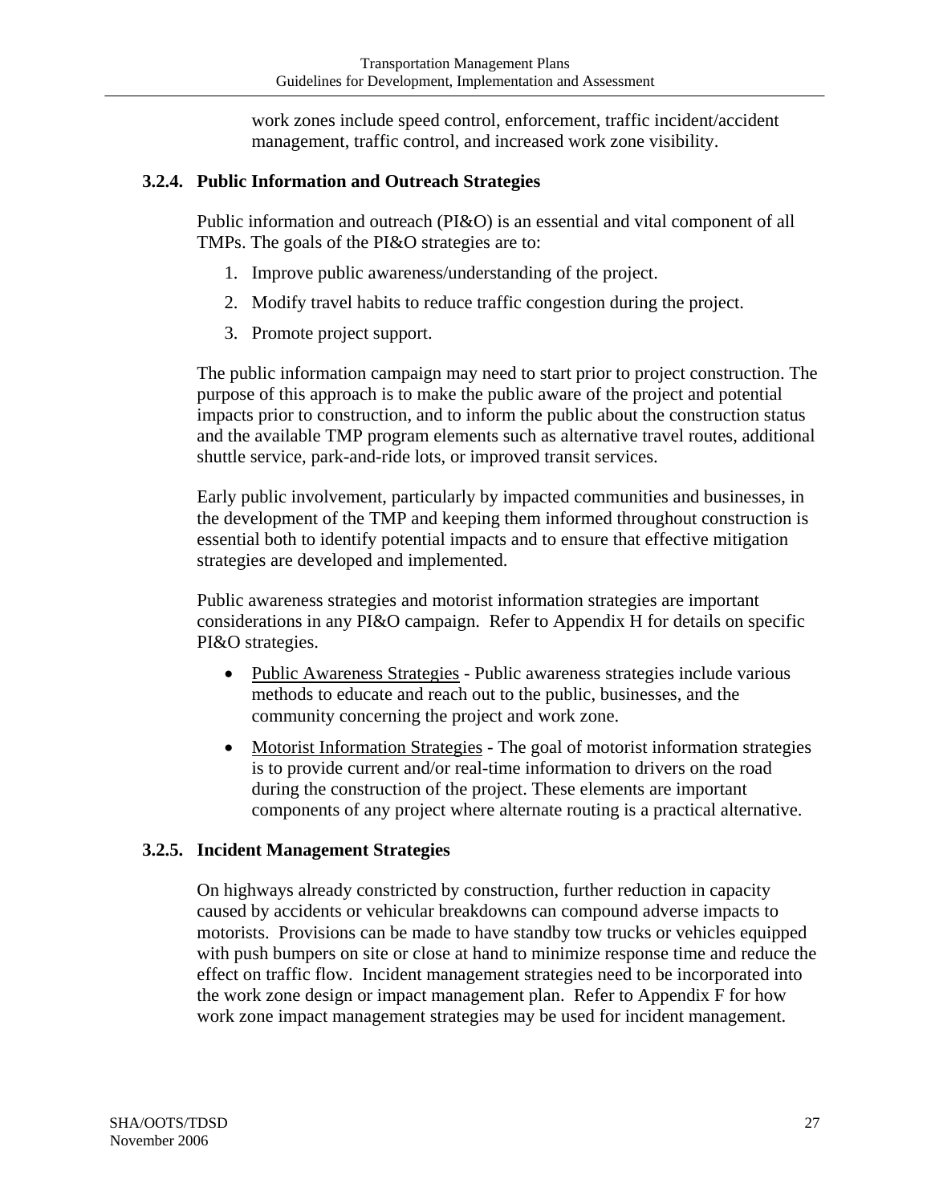work zones include speed control, enforcement, traffic incident/accident management, traffic control, and increased work zone visibility.

### 3.2.4. Public Information and Outreach Strategies

Public information and outreach (PI&O) is an essential and vital component of all TMPs. The goals of the PI&O strategies are to:

1. Improve public awareness/understanding of the project.
2. Modify travel habits to reduce traffic congestion during the project.
3. Promote project support.

The public information campaign may need to start prior to project construction. The purpose of this approach is to make the public aware of the project and potential impacts prior to construction, and to inform the public about the construction status and the available TMP program elements such as alternative travel routes, additional shuttle service, park-and-ride lots, or improved transit services.

Early public involvement, particularly by impacted communities and businesses, in the development of the TMP and keeping them informed throughout construction is essential both to identify potential impacts and to ensure that effective mitigation strategies are developed and implemented.

Public awareness strategies and motorist information strategies are important considerations in any PI&O campaign. Refer to Appendix H for details on specific PI&O strategies.

- Public Awareness Strategies - Public awareness strategies include various methods to educate and reach out to the public, businesses, and the community concerning the project and work zone.
- Motorist Information Strategies - The goal of motorist information strategies is to provide current and/or real-time information to drivers on the road during the construction of the project. These elements are important components of any project where alternate routing is a practical alternative.

### 3.2.5. Incident Management Strategies

On highways already constricted by construction, further reduction in capacity caused by accidents or vehicular breakdowns can compound adverse impacts to motorists. Provisions can be made to have standby tow trucks or vehicles equipped with push bumpers on site or close at hand to minimize response time and reduce the effect on traffic flow. Incident management strategies need to be incorporated into the work zone design or impact management plan. Refer to Appendix F for how work zone impact management strategies may be used for incident management.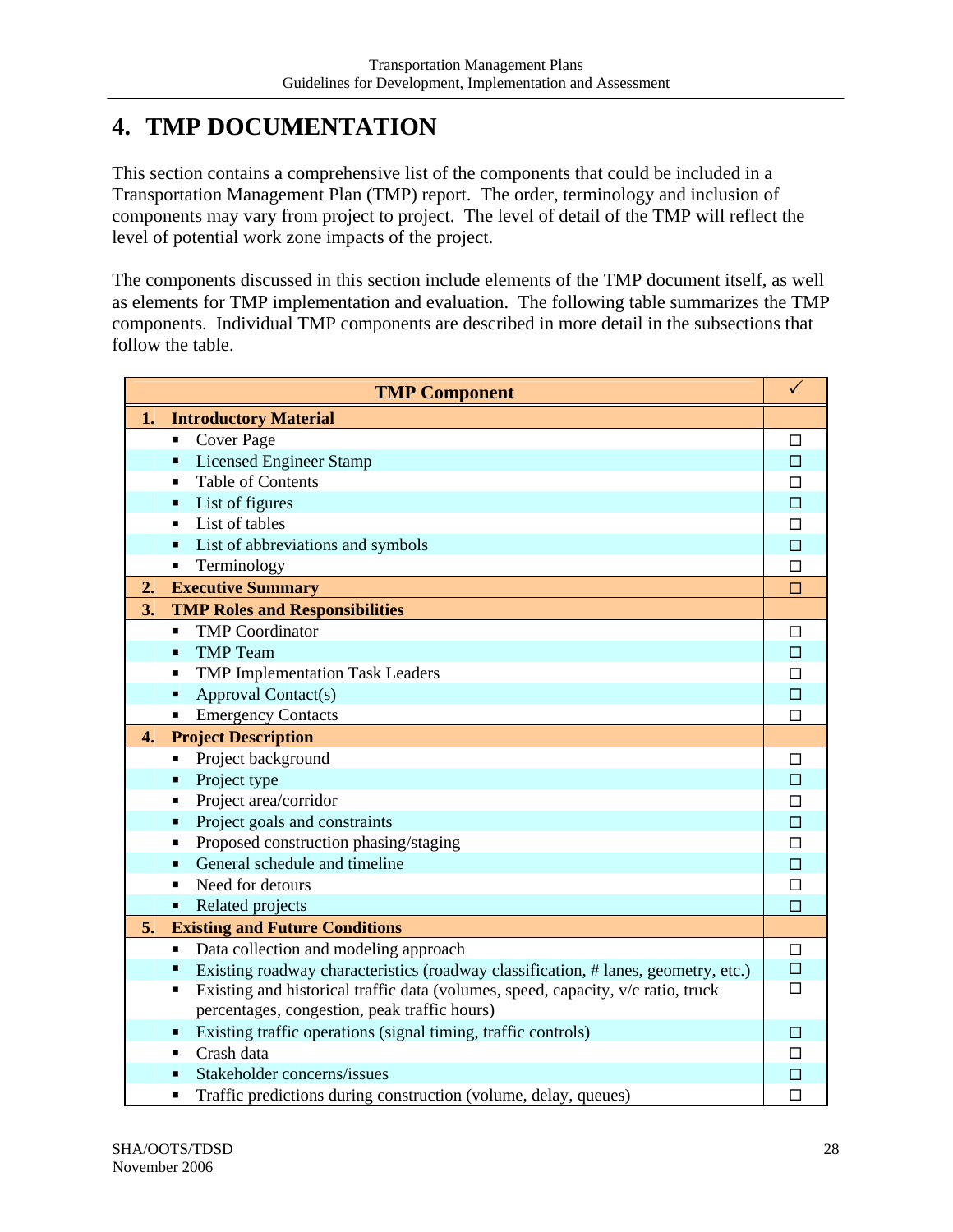# 4. TMP DOCUMENTATION

This section contains a comprehensive list of the components that could be included in a Transportation Management Plan (TMP) report. The order, terminology and inclusion of components may vary from project to project. The level of detail of the TMP will reflect the level of potential work zone impacts of the project.

The components discussed in this section include elements of the TMP document itself, as well as elements for TMP implementation and evaluation. The following table summarizes the TMP components. Individual TMP components are described in more detail in the subsections that follow the table.

| TMP Component | ✓ |
|---|---|
| **1. Introductory Material** | |
| ▪ Cover Page | ☐ |
| ▪ Licensed Engineer Stamp | ☐ |
| ▪ Table of Contents | ☐ |
| ▪ List of figures | ☐ |
| ▪ List of tables | ☐ |
| ▪ List of abbreviations and symbols | ☐ |
| ▪ Terminology | ☐ |
| **2. Executive Summary** | ☐ |
| **3. TMP Roles and Responsibilities** | |
| ▪ TMP Coordinator | ☐ |
| ▪ TMP Team | ☐ |
| ▪ TMP Implementation Task Leaders | ☐ |
| ▪ Approval Contact(s) | ☐ |
| ▪ Emergency Contacts | ☐ |
| **4. Project Description** | |
| ▪ Project background | ☐ |
| ▪ Project type | ☐ |
| ▪ Project area/corridor | ☐ |
| ▪ Project goals and constraints | ☐ |
| ▪ Proposed construction phasing/staging | ☐ |
| ▪ General schedule and timeline | ☐ |
| ▪ Need for detours | ☐ |
| ▪ Related projects | ☐ |
| **5. Existing and Future Conditions** | |
| ▪ Data collection and modeling approach | ☐ |
| ▪ Existing roadway characteristics (roadway classification, # lanes, geometry, etc.) | ☐ |
| ▪ Existing and historical traffic data (volumes, speed, capacity, v/c ratio, truck percentages, congestion, peak traffic hours) | ☐ |
| ▪ Existing traffic operations (signal timing, traffic controls) | ☐ |
| ▪ Crash data | ☐ |
| ▪ Stakeholder concerns/issues | ☐ |
| ▪ Traffic predictions during construction (volume, delay, queues) | ☐ |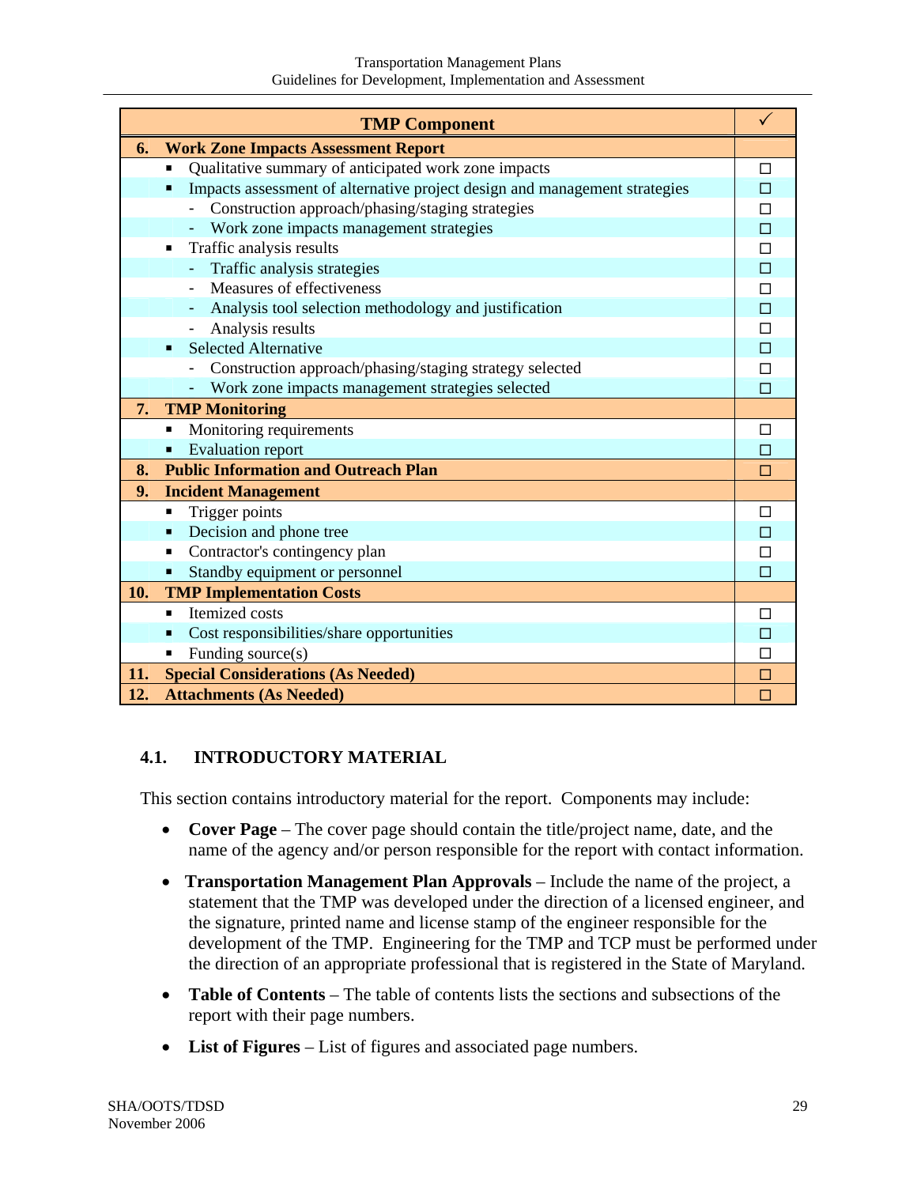| TMP Component | ✓ |
|---|---|
| **6. Work Zone Impacts Assessment Report** | |
| ▪ Qualitative summary of anticipated work zone impacts | ☐ |
| ▪ Impacts assessment of alternative project design and management strategies | ☐ |
| - Construction approach/phasing/staging strategies | ☐ |
| - Work zone impacts management strategies | ☐ |
| ▪ Traffic analysis results | ☐ |
| - Traffic analysis strategies | ☐ |
| - Measures of effectiveness | ☐ |
| - Analysis tool selection methodology and justification | ☐ |
| - Analysis results | ☐ |
| ▪ Selected Alternative | ☐ |
| - Construction approach/phasing/staging strategy selected | ☐ |
| - Work zone impacts management strategies selected | ☐ |
| **7. TMP Monitoring** | |
| ▪ Monitoring requirements | ☐ |
| ▪ Evaluation report | ☐ |
| **8. Public Information and Outreach Plan** | ☐ |
| **9. Incident Management** | |
| ▪ Trigger points | ☐ |
| ▪ Decision and phone tree | ☐ |
| ▪ Contractor's contingency plan | ☐ |
| ▪ Standby equipment or personnel | ☐ |
| **10. TMP Implementation Costs** | |
| ▪ Itemized costs | ☐ |
| ▪ Cost responsibilities/share opportunities | ☐ |
| ▪ Funding source(s) | ☐ |
| **11. Special Considerations (As Needed)** | ☐ |
| **12. Attachments (As Needed)** | ☐ |

## 4.1. INTRODUCTORY MATERIAL

This section contains introductory material for the report. Components may include:

- **Cover Page** – The cover page should contain the title/project name, date, and the name of the agency and/or person responsible for the report with contact information.
- **Transportation Management Plan Approvals** – Include the name of the project, a statement that the TMP was developed under the direction of a licensed engineer, and the signature, printed name and license stamp of the engineer responsible for the development of the TMP. Engineering for the TMP and TCP must be performed under the direction of an appropriate professional that is registered in the State of Maryland.
- **Table of Contents** – The table of contents lists the sections and subsections of the report with their page numbers.
- **List of Figures** – List of figures and associated page numbers.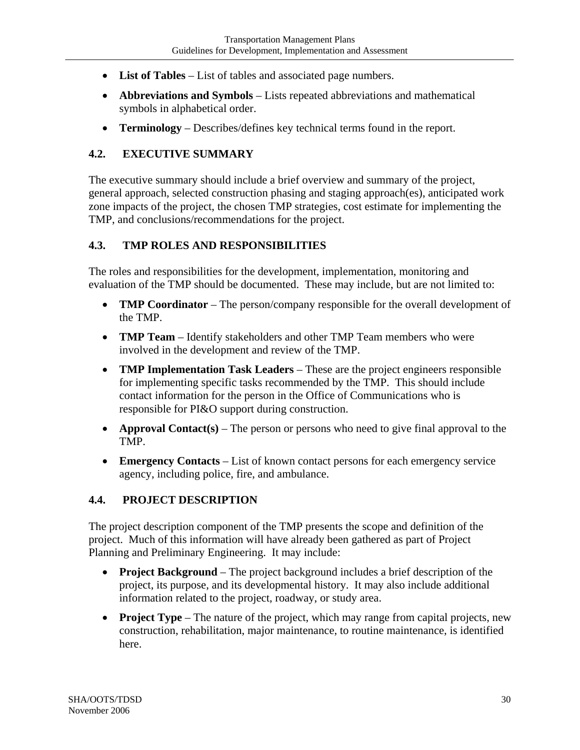- **List of Tables** – List of tables and associated page numbers.
- **Abbreviations and Symbols** – Lists repeated abbreviations and mathematical symbols in alphabetical order.
- **Terminology** – Describes/defines key technical terms found in the report.

### 4.2. EXECUTIVE SUMMARY

The executive summary should include a brief overview and summary of the project, general approach, selected construction phasing and staging approach(es), anticipated work zone impacts of the project, the chosen TMP strategies, cost estimate for implementing the TMP, and conclusions/recommendations for the project.

### 4.3. TMP ROLES AND RESPONSIBILITIES

The roles and responsibilities for the development, implementation, monitoring and evaluation of the TMP should be documented. These may include, but are not limited to:

- **TMP Coordinator** – The person/company responsible for the overall development of the TMP.
- **TMP Team** – Identify stakeholders and other TMP Team members who were involved in the development and review of the TMP.
- **TMP Implementation Task Leaders** – These are the project engineers responsible for implementing specific tasks recommended by the TMP. This should include contact information for the person in the Office of Communications who is responsible for PI&O support during construction.
- **Approval Contact(s)** – The person or persons who need to give final approval to the TMP.
- **Emergency Contacts** – List of known contact persons for each emergency service agency, including police, fire, and ambulance.

### 4.4. PROJECT DESCRIPTION

The project description component of the TMP presents the scope and definition of the project. Much of this information will have already been gathered as part of Project Planning and Preliminary Engineering. It may include:

- **Project Background** – The project background includes a brief description of the project, its purpose, and its developmental history. It may also include additional information related to the project, roadway, or study area.
- **Project Type** – The nature of the project, which may range from capital projects, new construction, rehabilitation, major maintenance, to routine maintenance, is identified here.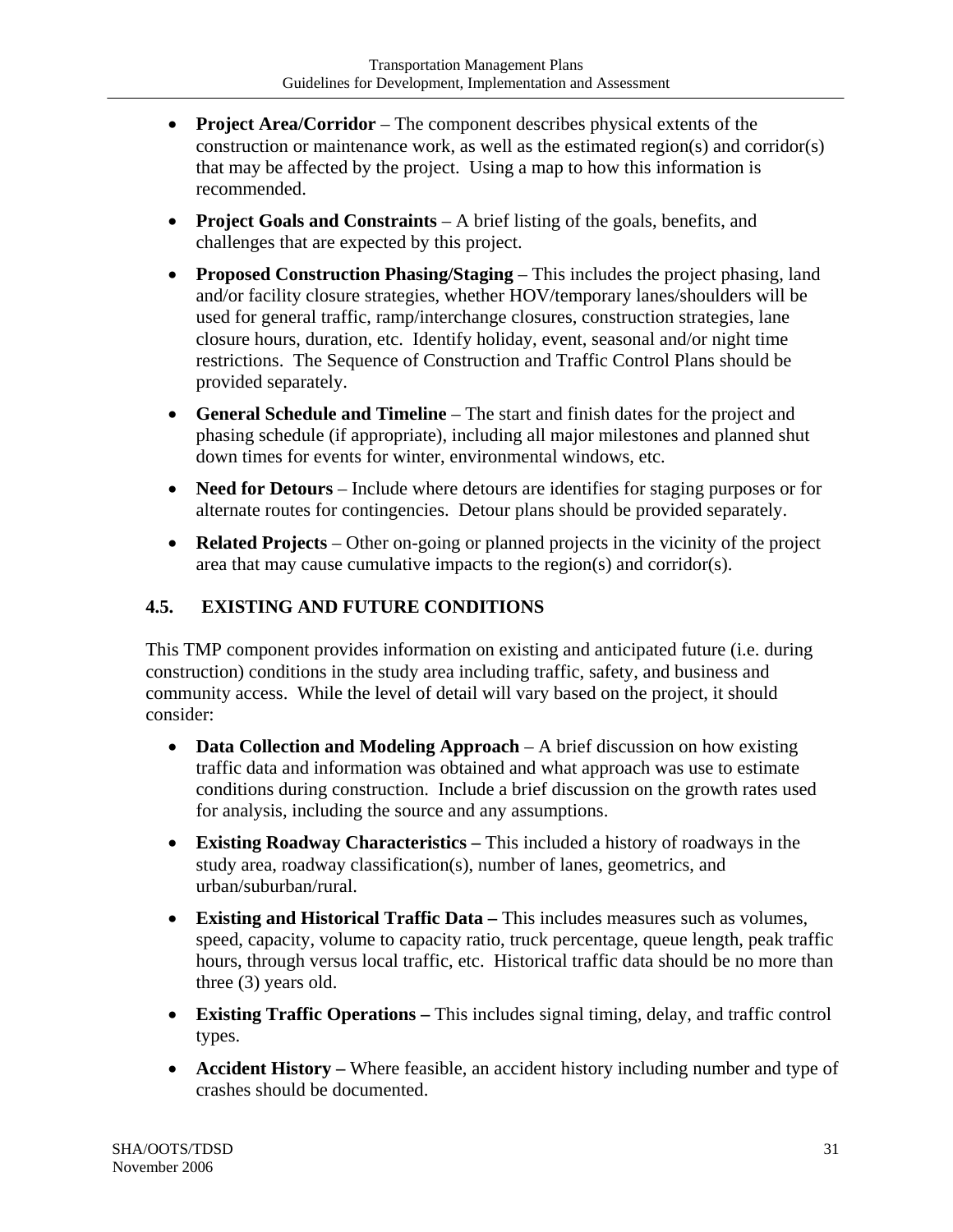- **Project Area/Corridor** – The component describes physical extents of the construction or maintenance work, as well as the estimated region(s) and corridor(s) that may be affected by the project. Using a map to how this information is recommended.
- **Project Goals and Constraints** – A brief listing of the goals, benefits, and challenges that are expected by this project.
- **Proposed Construction Phasing/Staging** – This includes the project phasing, land and/or facility closure strategies, whether HOV/temporary lanes/shoulders will be used for general traffic, ramp/interchange closures, construction strategies, lane closure hours, duration, etc. Identify holiday, event, seasonal and/or night time restrictions. The Sequence of Construction and Traffic Control Plans should be provided separately.
- **General Schedule and Timeline** – The start and finish dates for the project and phasing schedule (if appropriate), including all major milestones and planned shut down times for events for winter, environmental windows, etc.
- **Need for Detours** – Include where detours are identifies for staging purposes or for alternate routes for contingencies. Detour plans should be provided separately.
- **Related Projects** – Other on-going or planned projects in the vicinity of the project area that may cause cumulative impacts to the region(s) and corridor(s).

## 4.5. EXISTING AND FUTURE CONDITIONS

This TMP component provides information on existing and anticipated future (i.e. during construction) conditions in the study area including traffic, safety, and business and community access. While the level of detail will vary based on the project, it should consider:

- **Data Collection and Modeling Approach** – A brief discussion on how existing traffic data and information was obtained and what approach was use to estimate conditions during construction. Include a brief discussion on the growth rates used for analysis, including the source and any assumptions.
- **Existing Roadway Characteristics –** This included a history of roadways in the study area, roadway classification(s), number of lanes, geometrics, and urban/suburban/rural.
- **Existing and Historical Traffic Data –** This includes measures such as volumes, speed, capacity, volume to capacity ratio, truck percentage, queue length, peak traffic hours, through versus local traffic, etc. Historical traffic data should be no more than three (3) years old.
- **Existing Traffic Operations –** This includes signal timing, delay, and traffic control types.
- **Accident History –** Where feasible, an accident history including number and type of crashes should be documented.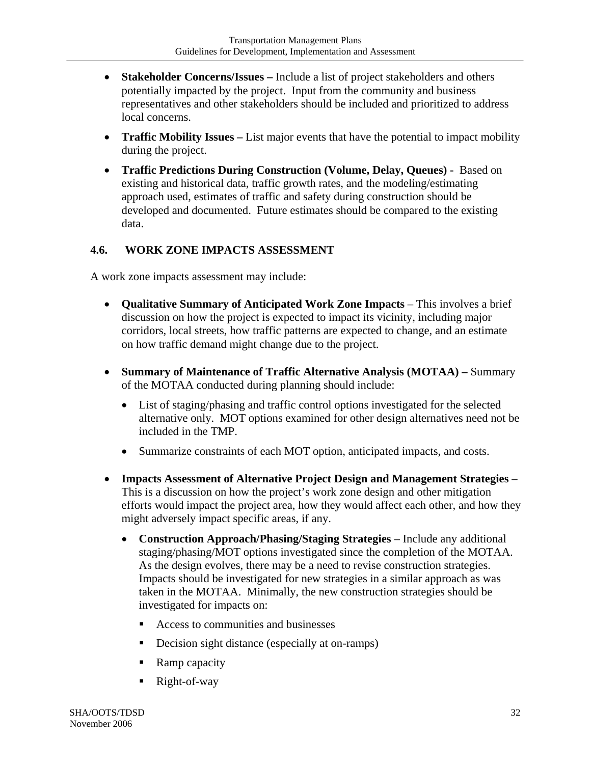- **Stakeholder Concerns/Issues –** Include a list of project stakeholders and others potentially impacted by the project. Input from the community and business representatives and other stakeholders should be included and prioritized to address local concerns.
- **Traffic Mobility Issues –** List major events that have the potential to impact mobility during the project.
- **Traffic Predictions During Construction (Volume, Delay, Queues) -** Based on existing and historical data, traffic growth rates, and the modeling/estimating approach used, estimates of traffic and safety during construction should be developed and documented. Future estimates should be compared to the existing data.

## 4.6. WORK ZONE IMPACTS ASSESSMENT

A work zone impacts assessment may include:

- **Qualitative Summary of Anticipated Work Zone Impacts** – This involves a brief discussion on how the project is expected to impact its vicinity, including major corridors, local streets, how traffic patterns are expected to change, and an estimate on how traffic demand might change due to the project.
- **Summary of Maintenance of Traffic Alternative Analysis (MOTAA) –** Summary of the MOTAA conducted during planning should include:
  - List of staging/phasing and traffic control options investigated for the selected alternative only. MOT options examined for other design alternatives need not be included in the TMP.
  - Summarize constraints of each MOT option, anticipated impacts, and costs.
- **Impacts Assessment of Alternative Project Design and Management Strategies** – This is a discussion on how the project's work zone design and other mitigation efforts would impact the project area, how they would affect each other, and how they might adversely impact specific areas, if any.
  - **Construction Approach/Phasing/Staging Strategies** – Include any additional staging/phasing/MOT options investigated since the completion of the MOTAA. As the design evolves, there may be a need to revise construction strategies. Impacts should be investigated for new strategies in a similar approach as was taken in the MOTAA. Minimally, the new construction strategies should be investigated for impacts on:
    - Access to communities and businesses
    - Decision sight distance (especially at on-ramps)
    - Ramp capacity
    - Right-of-way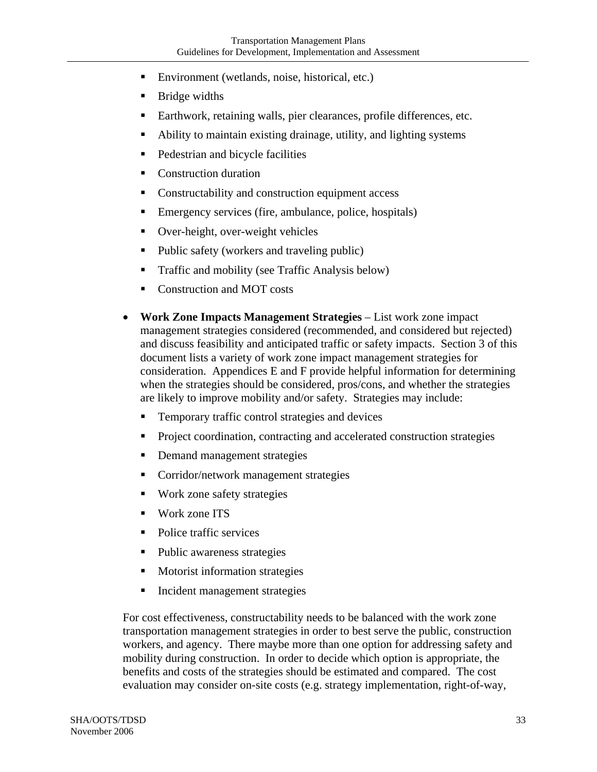- Environment (wetlands, noise, historical, etc.)
- Bridge widths
- Earthwork, retaining walls, pier clearances, profile differences, etc.
- Ability to maintain existing drainage, utility, and lighting systems
- Pedestrian and bicycle facilities
- Construction duration
- Constructability and construction equipment access
- Emergency services (fire, ambulance, police, hospitals)
- Over-height, over-weight vehicles
- Public safety (workers and traveling public)
- Traffic and mobility (see Traffic Analysis below)
- Construction and MOT costs

- **Work Zone Impacts Management Strategies** – List work zone impact management strategies considered (recommended, and considered but rejected) and discuss feasibility and anticipated traffic or safety impacts. Section 3 of this document lists a variety of work zone impact management strategies for consideration. Appendices E and F provide helpful information for determining when the strategies should be considered, pros/cons, and whether the strategies are likely to improve mobility and/or safety. Strategies may include:
  - Temporary traffic control strategies and devices
  - Project coordination, contracting and accelerated construction strategies
  - Demand management strategies
  - Corridor/network management strategies
  - Work zone safety strategies
  - Work zone ITS
  - Police traffic services
  - Public awareness strategies
  - Motorist information strategies
  - Incident management strategies

  For cost effectiveness, constructability needs to be balanced with the work zone transportation management strategies in order to best serve the public, construction workers, and agency. There maybe more than one option for addressing safety and mobility during construction. In order to decide which option is appropriate, the benefits and costs of the strategies should be estimated and compared. The cost evaluation may consider on-site costs (e.g. strategy implementation, right-of-way,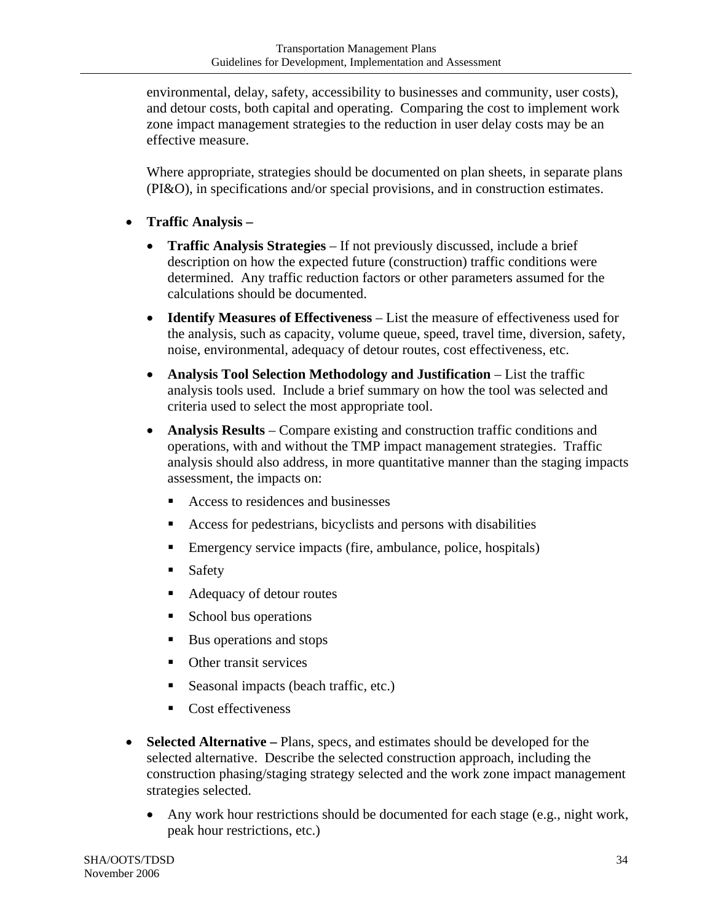environmental, delay, safety, accessibility to businesses and community, user costs), and detour costs, both capital and operating. Comparing the cost to implement work zone impact management strategies to the reduction in user delay costs may be an effective measure.

Where appropriate, strategies should be documented on plan sheets, in separate plans (PI&O), in specifications and/or special provisions, and in construction estimates.

- **Traffic Analysis –**
  - **Traffic Analysis Strategies** – If not previously discussed, include a brief description on how the expected future (construction) traffic conditions were determined. Any traffic reduction factors or other parameters assumed for the calculations should be documented.
  - **Identify Measures of Effectiveness** – List the measure of effectiveness used for the analysis, such as capacity, volume queue, speed, travel time, diversion, safety, noise, environmental, adequacy of detour routes, cost effectiveness, etc.
  - **Analysis Tool Selection Methodology and Justification** – List the traffic analysis tools used. Include a brief summary on how the tool was selected and criteria used to select the most appropriate tool.
  - **Analysis Results** – Compare existing and construction traffic conditions and operations, with and without the TMP impact management strategies. Traffic analysis should also address, in more quantitative manner than the staging impacts assessment, the impacts on:
    - Access to residences and businesses
    - Access for pedestrians, bicyclists and persons with disabilities
    - Emergency service impacts (fire, ambulance, police, hospitals)
    - Safety
    - Adequacy of detour routes
    - School bus operations
    - Bus operations and stops
    - Other transit services
    - Seasonal impacts (beach traffic, etc.)
    - Cost effectiveness
- **Selected Alternative –** Plans, specs, and estimates should be developed for the selected alternative. Describe the selected construction approach, including the construction phasing/staging strategy selected and the work zone impact management strategies selected.
  - Any work hour restrictions should be documented for each stage (e.g., night work, peak hour restrictions, etc.)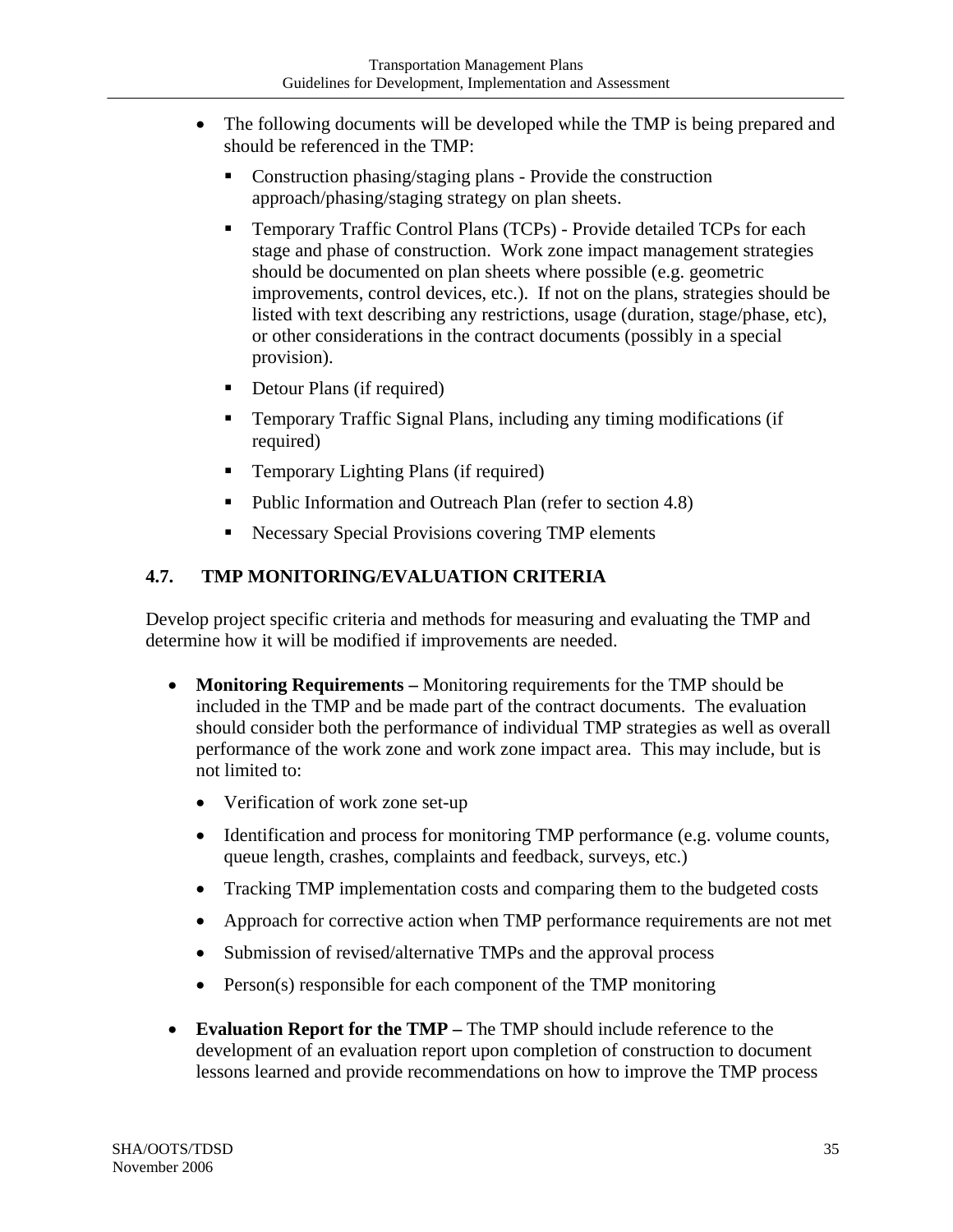- The following documents will be developed while the TMP is being prepared and should be referenced in the TMP:
  - Construction phasing/staging plans - Provide the construction approach/phasing/staging strategy on plan sheets.
  - Temporary Traffic Control Plans (TCPs) - Provide detailed TCPs for each stage and phase of construction. Work zone impact management strategies should be documented on plan sheets where possible (e.g. geometric improvements, control devices, etc.). If not on the plans, strategies should be listed with text describing any restrictions, usage (duration, stage/phase, etc), or other considerations in the contract documents (possibly in a special provision).
  - Detour Plans (if required)
  - Temporary Traffic Signal Plans, including any timing modifications (if required)
  - Temporary Lighting Plans (if required)
  - Public Information and Outreach Plan (refer to section 4.8)
  - Necessary Special Provisions covering TMP elements

## 4.7. TMP MONITORING/EVALUATION CRITERIA

Develop project specific criteria and methods for measuring and evaluating the TMP and determine how it will be modified if improvements are needed.

- **Monitoring Requirements –** Monitoring requirements for the TMP should be included in the TMP and be made part of the contract documents. The evaluation should consider both the performance of individual TMP strategies as well as overall performance of the work zone and work zone impact area. This may include, but is not limited to:
  - Verification of work zone set-up
  - Identification and process for monitoring TMP performance (e.g. volume counts, queue length, crashes, complaints and feedback, surveys, etc.)
  - Tracking TMP implementation costs and comparing them to the budgeted costs
  - Approach for corrective action when TMP performance requirements are not met
  - Submission of revised/alternative TMPs and the approval process
  - Person(s) responsible for each component of the TMP monitoring
- **Evaluation Report for the TMP –** The TMP should include reference to the development of an evaluation report upon completion of construction to document lessons learned and provide recommendations on how to improve the TMP process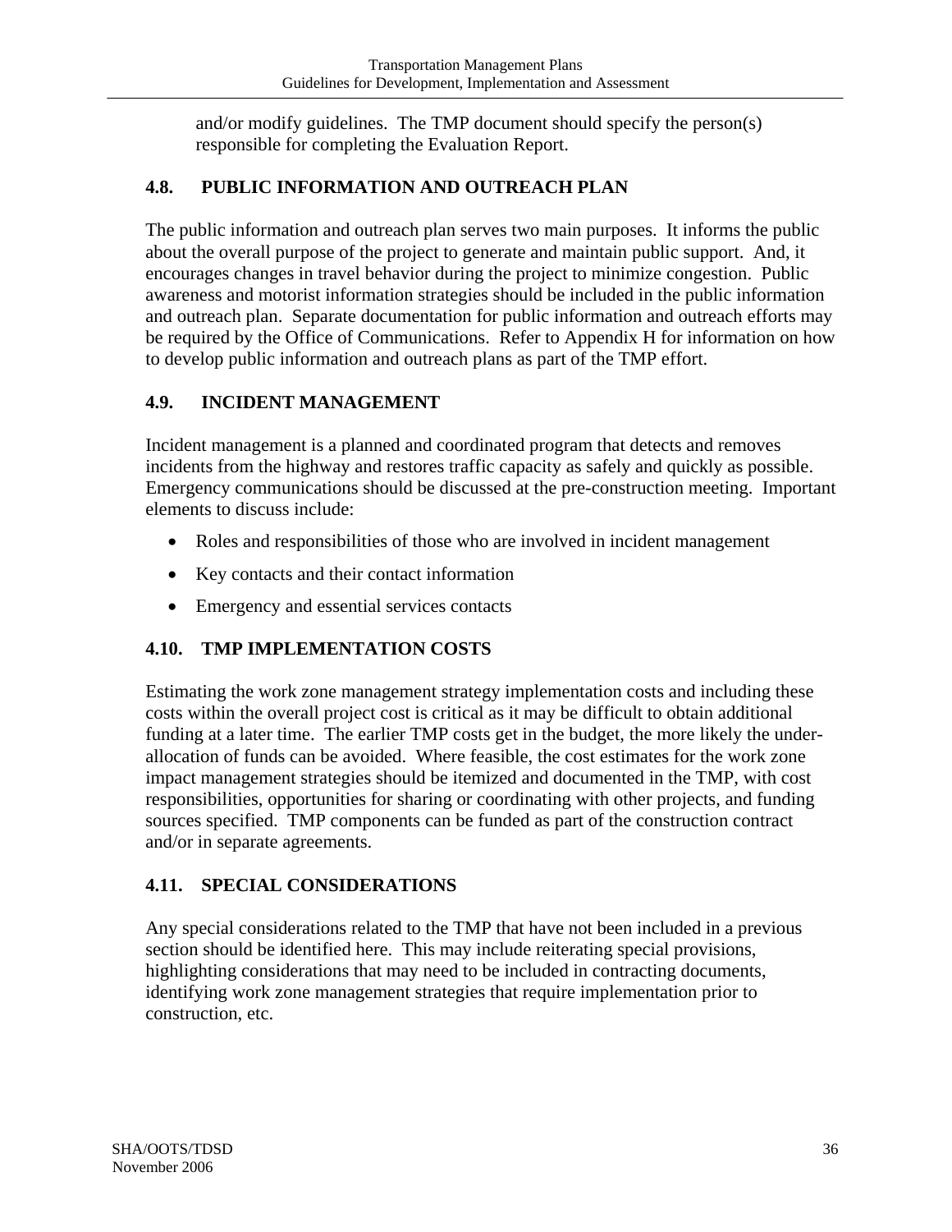and/or modify guidelines. The TMP document should specify the person(s) responsible for completing the Evaluation Report.

## 4.8. PUBLIC INFORMATION AND OUTREACH PLAN

The public information and outreach plan serves two main purposes. It informs the public about the overall purpose of the project to generate and maintain public support. And, it encourages changes in travel behavior during the project to minimize congestion. Public awareness and motorist information strategies should be included in the public information and outreach plan. Separate documentation for public information and outreach efforts may be required by the Office of Communications. Refer to Appendix H for information on how to develop public information and outreach plans as part of the TMP effort.

## 4.9. INCIDENT MANAGEMENT

Incident management is a planned and coordinated program that detects and removes incidents from the highway and restores traffic capacity as safely and quickly as possible. Emergency communications should be discussed at the pre-construction meeting. Important elements to discuss include:

- Roles and responsibilities of those who are involved in incident management
- Key contacts and their contact information
- Emergency and essential services contacts

## 4.10. TMP IMPLEMENTATION COSTS

Estimating the work zone management strategy implementation costs and including these costs within the overall project cost is critical as it may be difficult to obtain additional funding at a later time. The earlier TMP costs get in the budget, the more likely the under-allocation of funds can be avoided. Where feasible, the cost estimates for the work zone impact management strategies should be itemized and documented in the TMP, with cost responsibilities, opportunities for sharing or coordinating with other projects, and funding sources specified. TMP components can be funded as part of the construction contract and/or in separate agreements.

## 4.11. SPECIAL CONSIDERATIONS

Any special considerations related to the TMP that have not been included in a previous section should be identified here. This may include reiterating special provisions, highlighting considerations that may need to be included in contracting documents, identifying work zone management strategies that require implementation prior to construction, etc.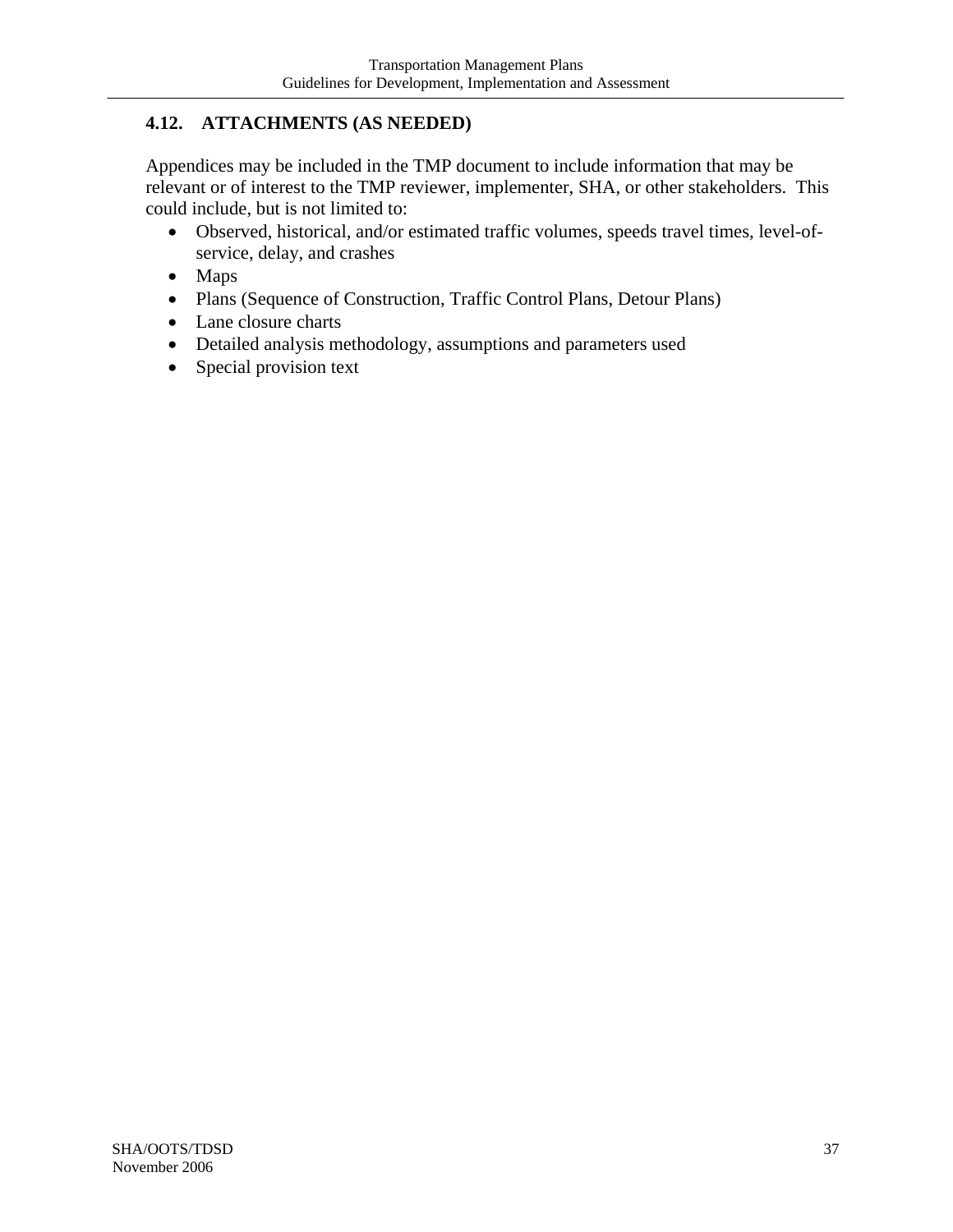## 4.12. ATTACHMENTS (AS NEEDED)

Appendices may be included in the TMP document to include information that may be relevant or of interest to the TMP reviewer, implementer, SHA, or other stakeholders. This could include, but is not limited to:

- Observed, historical, and/or estimated traffic volumes, speeds travel times, level-of-service, delay, and crashes
- Maps
- Plans (Sequence of Construction, Traffic Control Plans, Detour Plans)
- Lane closure charts
- Detailed analysis methodology, assumptions and parameters used
- Special provision text